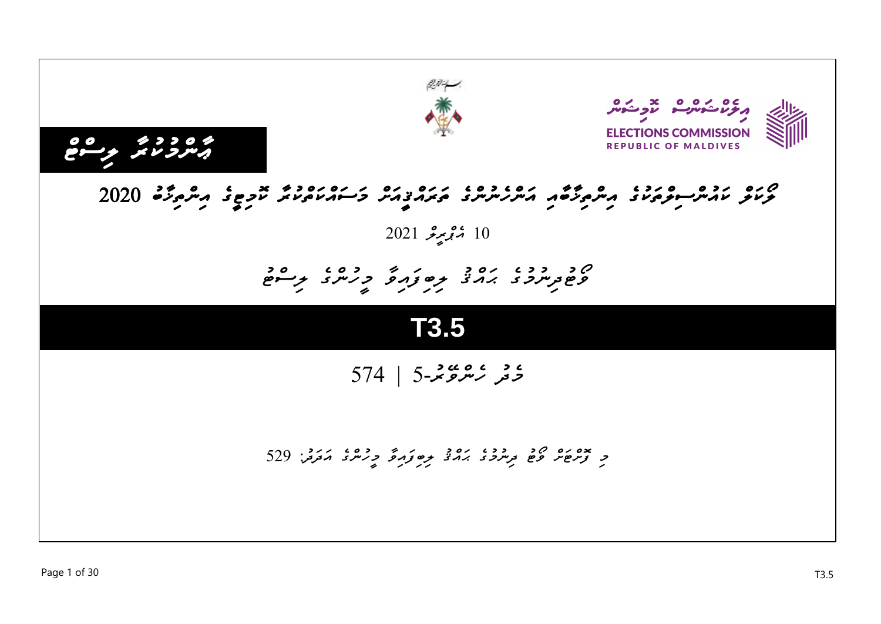ELECTIONS COMMISSION
REPUBLIC OF MALDIVES

# އިންތިޚާބު ނަތީޖާ

## ލޯކަލް ކައުންސިލްތަކުގެ އިންތިޚާބާއި އަންހެނުންގެ ތަރައްޤީއަށް މަސައްކަތްކުރާ ކޮމިޓީގެ އިންތިޚާބު 2020

10 އޭޕްރީލް 2021

### ވޯޓުދިނުމުގެ ނަޢުފް ލިބިފައިވާ މީހުންގެ ލިސްޓު

# T3.5

## މާލެ ހެންވޭރު-5 | 574

މި ފޮށްޓަށް ވޯޓު ދިނުމުގެ ޙައްޤު ލިބިފައިވާ މީހުންގެ އަދަދު: 529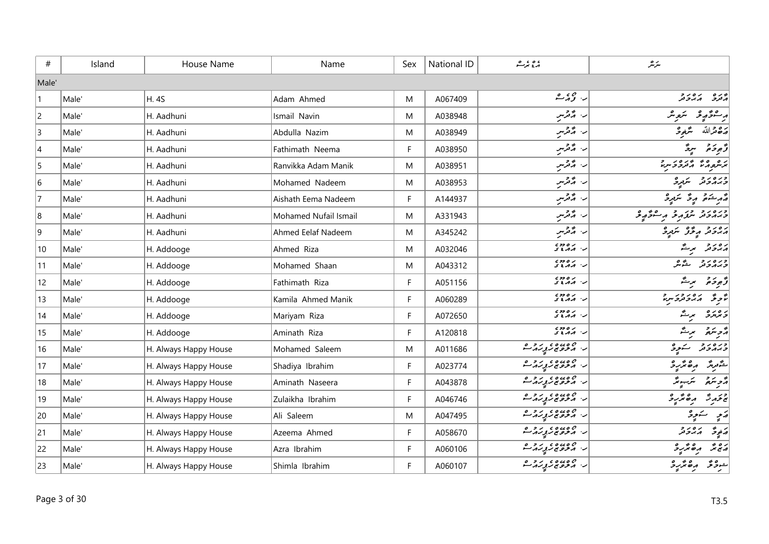| # | Island | House Name | Name | Sex | National ID | ރަށް ގެ | ނަން |
|---|---|---|---|---|---|---|---|
| Male' | | | | | | | |
| 1 | Male' | H. 4S | Adam Ahmed | M | A067409 | ހ. ފޯރއެސް | އާދަމް އަހްމަދު |
| 2 | Male' | H. Aadhuni | Ismail Navin | M | A038948 | ހ. އާދުނި | އިސްމާއީލް ނަވިން |
| 3 | Male' | H. Aadhuni | Abdulla Nazim | M | A038949 | ހ. އާދުނި | އަބްދުﷲ ނާޒިމް |
| 4 | Male' | H. Aadhuni | Fathimath Neema | F | A038950 | ހ. އާދުނި | ފާތިމަތު ނީމާ |
| 5 | Male' | H. Aadhuni | Ranvikka Adam Manik | M | A038951 | ހ. އާދުނި | ރަންވިއްކާ އާދަމްމަނިކު |
| 6 | Male' | H. Aadhuni | Mohamed Nadeem | M | A038953 | ހ. އާދުނި | މުހައްމަދު ނަދީމް |
| 7 | Male' | H. Aadhuni | Aishath Eema Nadeem | F | A144937 | ހ. އާދުނި | އައިޝަތު އީމާ ނަދީމް |
| 8 | Male' | H. Aadhuni | Mohamed Nufail Ismail | M | A331943 | ހ. އާދުނި | މުހައްމަދު ނުފައިލް އިސްމާއީލް |
| 9 | Male' | H. Aadhuni | Ahmed Eelaf Nadeem | M | A345242 | ހ. އާދުނި | އަހްމަދު އީލާފް ނަދީމް |
| 10 | Male' | H. Addooge | Ahmed Riza | M | A032046 | ހ. އައްޑޫގެ | އަހްމަދު ރިޟާ |
| 11 | Male' | H. Addooge | Mohamed Shaan | M | A043312 | ހ. އައްޑޫގެ | މުހައްމަދު ޝާން |
| 12 | Male' | H. Addooge | Fathimath Riza | F | A051156 | ހ. އައްޑޫގެ | ފާތިމަތު ރިޟާ |
| 13 | Male' | H. Addooge | Kamila Ahmed Manik | F | A060289 | ހ. އައްޑޫގެ | ކާމިލާ އަހްމަދުމަނިކު |
| 14 | Male' | H. Addooge | Mariyam Riza | F | A072650 | ހ. އައްޑޫގެ | މަރިޔަމް ރިޟާ |
| 15 | Male' | H. Addooge | Aminath Riza | F | A120818 | ހ. އައްޑޫގެ | އާމިނަތު ރިޟާ |
| 16 | Male' | H. Always Happy House | Mohamed Saleem | M | A011686 | ހ. އޯލްވޭޒްހެޕީހައުސް | މުހައްމަދު ސަލީމް |
| 17 | Male' | H. Always Happy House | Shadiya Ibrahim | F | A023774 | ހ. އޯލްވޭޒްހެޕީހައުސް | ޝާދިޔާ އިބްރާހީމް |
| 18 | Male' | H. Always Happy House | Aminath Naseera | F | A043878 | ހ. އޯލްވޭޒްހެޕީހައުސް | އާމިނަތު ނަސީރާ |
| 19 | Male' | H. Always Happy House | Zulaikha Ibrahim | F | A046746 | ހ. އޯލްވޭޒްހެޕީހައުސް | ޒުލައިޚާ އިބްރާހީމް |
| 20 | Male' | H. Always Happy House | Ali Saleem | M | A047495 | ހ. އޯލްވޭޒްހެޕީހައުސް | އަލި ސަލީމް |
| 21 | Male' | H. Always Happy House | Azeema Ahmed | F | A058670 | ހ. އޯލްވޭޒްހެޕީހައުސް | އަޒީމާ އަހްމަދު |
| 22 | Male' | H. Always Happy House | Azra Ibrahim | F | A060106 | ހ. އޯލްވޭޒްހެޕީހައުސް | އަޒްރާ އިބްރާހީމް |
| 23 | Male' | H. Always Happy House | Shimla Ibrahim | F | A060107 | ހ. އޯލްވޭޒްހެޕީހައުސް | ޝިމްލާ އިބްރާހީމް |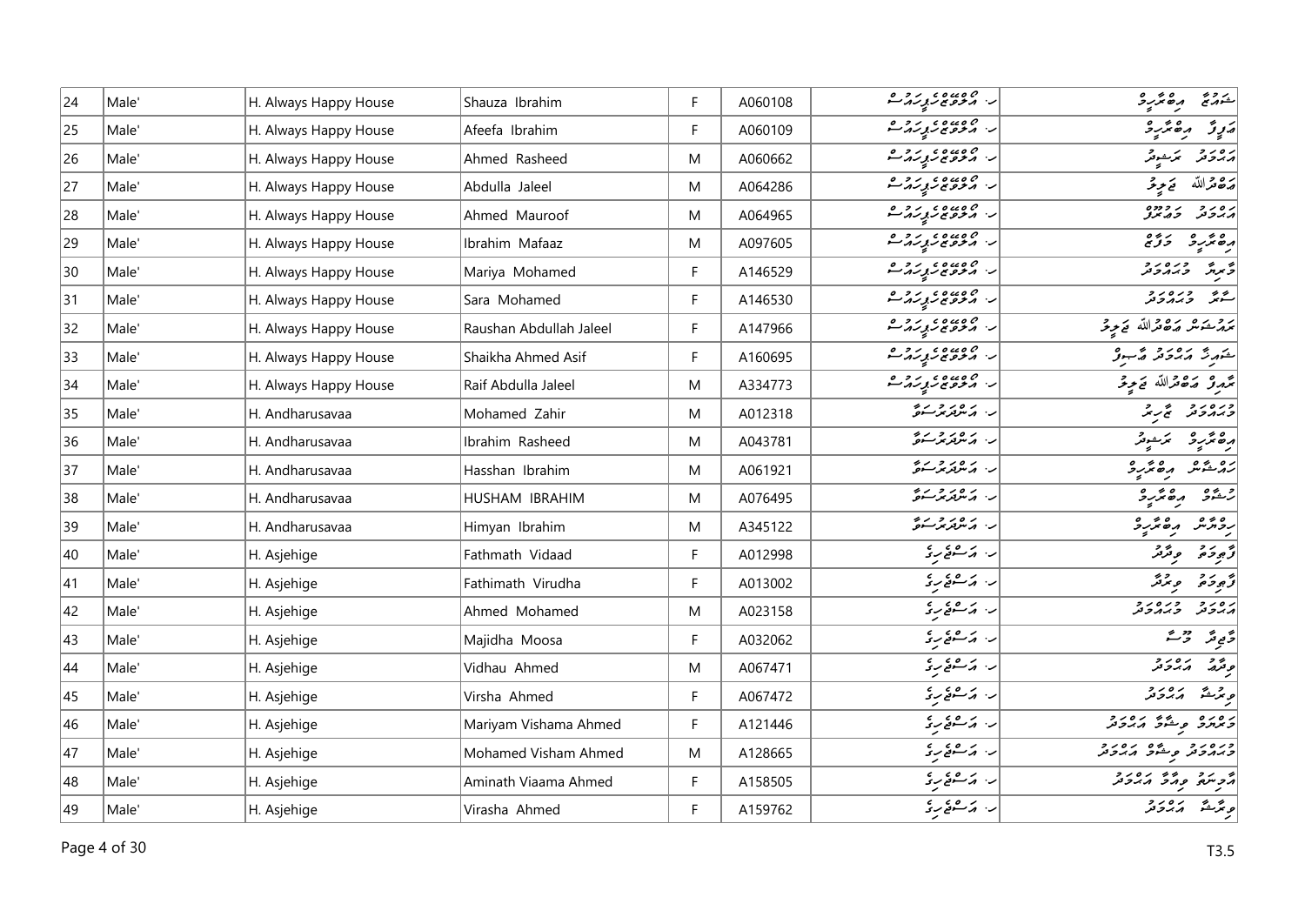| 24 | Male' | H. Always Happy House | Shauza Ibrahim | F | A060108 | ހ. އޯލްވޭޒްހެޕީހައުސް | ޝައުޒާ އިބްރާހީމް |
|---|---|---|---|---|---|---|---|
| 25 | Male' | H. Always Happy House | Afeefa Ibrahim | F | A060109 | ހ. އޯލްވޭޒްހެޕީހައުސް | އަފީފާ އިބްރާހީމް |
| 26 | Male' | H. Always Happy House | Ahmed Rasheed | M | A060662 | ހ. އޯލްވޭޒްހެޕީހައުސް | އަޙްމަދު ރަޝީދު |
| 27 | Male' | H. Always Happy House | Abdulla Jaleel | M | A064286 | ހ. އޯލްވޭޒްހެޕީހައުސް | އަބްދުﷲ ޖަލީލް |
| 28 | Male' | H. Always Happy House | Ahmed Mauroof | M | A064965 | ހ. އޯލްވޭޒްހެޕީހައުސް | އަޙްމަދު މައުރޫފް |
| 29 | Male' | H. Always Happy House | Ibrahim Mafaaz | M | A097605 | ހ. އޯލްވޭޒްހެޕީހައުސް | އިބްރާހީމް މަފާޒް |
| 30 | Male' | H. Always Happy House | Mariya Mohamed | F | A146529 | ހ. އޯލްވޭޒްހެޕީހައުސް | މާރިޔާ މުޙައްމަދު |
| 31 | Male' | H. Always Happy House | Sara Mohamed | F | A146530 | ހ. އޯލްވޭޒްހެޕީހައުސް | ސާރާ މުޙައްމަދު |
| 32 | Male' | H. Always Happy House | Raushan Abdullah Jaleel | F | A147966 | ހ. އޯލްވޭޒްހެޕީހައުސް | ރައުޝަން އަބްދުﷲ ޖަލީލް |
| 33 | Male' | H. Always Happy House | Shaikha Ahmed Asif | F | A160695 | ހ. އޯލްވޭޒްހެޕީހައުސް | ޝައިޚާ އަޙްމަދު އާސިފް |
| 34 | Male' | H. Always Happy House | Raif Abdulla Jaleel | M | A334773 | ހ. އޯލްވޭޒްހެޕީހައުސް | ރާއިފް އަބްދުﷲ ޖަލީލް |
| 35 | Male' | H. Andharusavaa | Mohamed Zahir | M | A012318 | ހ. އަންދަރުސަވާ | މުޙައްމަދު ޒާހިރު |
| 36 | Male' | H. Andharusavaa | Ibrahim Rasheed | M | A043781 | ހ. އަންދަރުސަވާ | އިބްރާހީމް ރަޝީދު |
| 37 | Male' | H. Andharusavaa | Hasshan Ibrahim | M | A061921 | ހ. އަންދަރުސަވާ | ހައްޝާން އިބްރާހީމް |
| 38 | Male' | H. Andharusavaa | HUSHAM IBRAHIM | M | A076495 | ހ. އަންދަރުސަވާ | ހުޝާމް އިބްރާހީމް |
| 39 | Male' | H. Andharusavaa | Himyan Ibrahim | M | A345122 | ހ. އަންދަރުސަވާ | ހިމްޔާން އިބްރާހީމް |
| 40 | Male' | H. Asjehige | Fathmath Vidaad | F | A012998 | ހ. އަސްޖެހިގެ | ފާތިމަތު ވިދާދު |
| 41 | Male' | H. Asjehige | Fathimath Virudha | F | A013002 | ހ. އަސްޖެހިގެ | ފާތިމަތު ވިރުދާ |
| 42 | Male' | H. Asjehige | Ahmed Mohamed | M | A023158 | ހ. އަސްޖެހިގެ | އަޙްމަދު މުޙައްމަދު |
| 43 | Male' | H. Asjehige | Majidha Moosa | F | A032062 | ހ. އަސްޖެހިގެ | މާޖިދާ މޫސާ |
| 44 | Male' | H. Asjehige | Vidhau Ahmed | M | A067471 | ހ. އަސްޖެހިގެ | ވިދައު އަޙްމަދު |
| 45 | Male' | H. Asjehige | Virsha Ahmed | F | A067472 | ހ. އަސްޖެހިގެ | ވިރުޝާ އަޙްމަދު |
| 46 | Male' | H. Asjehige | Mariyam Vishama Ahmed | F | A121446 | ހ. އަސްޖެހިގެ | މަރިޔަމް ވިޝާމާ އަޙްމަދު |
| 47 | Male' | H. Asjehige | Mohamed Visham Ahmed | M | A128665 | ހ. އަސްޖެހިގެ | މުޙައްމަދު ވިޝާމް އަޙްމަދު |
| 48 | Male' | H. Asjehige | Aminath Viaama Ahmed | F | A158505 | ހ. އަސްޖެހިގެ | އާމިނަތު ވިއާމާ އަޙްމަދު |
| 49 | Male' | H. Asjehige | Virasha Ahmed | F | A159762 | ހ. އަސްޖެހިގެ | ވިރާޝާ އަޙްމަދު |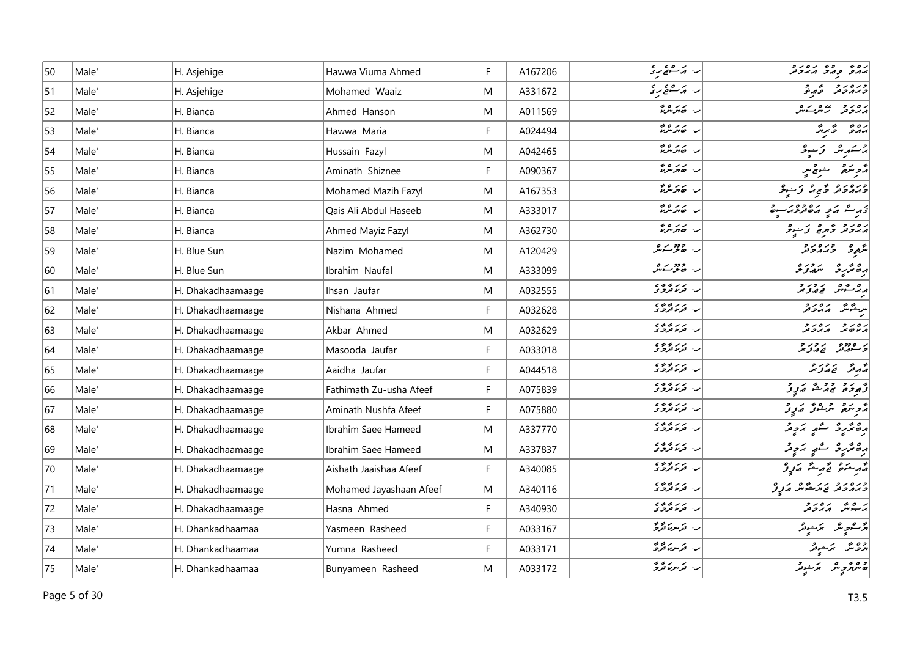| 50 | Male' | H. Asjehige | Hawwa Viuma Ahmed | F | A167206 | ހ. އަސްޖެހިގެ | ހައްވާ ވިއުމާ އަޙްމަދު |
|---|---|---|---|---|---|---|---|
| 51 | Male' | H. Asjehige | Mohamed Waaiz | M | A331672 | ހ. އަސްޖެހިގެ | މުޙައްމަދު ވާއިޒު |
| 52 | Male' | H. Bianca | Ahmed Hanson | M | A011569 | ހ. ބިއަންކާ | އަޙްމަދު ހޭންސަން |
| 53 | Male' | H. Bianca | Hawwa Maria | F | A024494 | ހ. ބިއަންކާ | ހައްވާ މާރިއާ |
| 54 | Male' | H. Bianca | Hussain Fazyl | M | A042465 | ހ. ބިއަންކާ | ހުސައިން ފަޒީލް |
| 55 | Male' | H. Bianca | Aminath Shiznee | F | A090367 | ހ. ބިއަންކާ | އާމިނަތު ޝިޒްނީ |
| 56 | Male' | H. Bianca | Mohamed Mazih Fazyl | M | A167353 | ހ. ބިއަންކާ | މުޙައްމަދު މާޒިހު ފަޒީލް |
| 57 | Male' | H. Bianca | Qais Ali Abdul Haseeb | M | A333017 | ހ. ބިއަންކާ | ޤައިސް އަލީ އަބްދުލްޙަސީބު |
| 58 | Male' | H. Bianca | Ahmed Mayiz Fazyl | M | A362730 | ހ. ބިއަންކާ | އަޙްމަދު މާއިޒު ފަޒީލް |
| 59 | Male' | H. Blue Sun | Nazim Mohamed | M | A120429 | ހ. ބްލޫސަން | ނާޒިމް މުޙައްމަދު |
| 60 | Male' | H. Blue Sun | Ibrahim Naufal | M | A333099 | ހ. ބްލޫސަން | އިބްރާހިމް ނައުފަލް |
| 61 | Male' | H. Dhakadhaamaage | Ihsan Jaufar | M | A032555 | ހ. ދަކަދާމާގެ | އިޙްސާން ޖައުފަރު |
| 62 | Male' | H. Dhakadhaamaage | Nishana Ahmed | F | A032628 | ހ. ދަކަދާމާގެ | ނިޝާނާ އަޙްމަދު |
| 63 | Male' | H. Dhakadhaamaage | Akbar Ahmed | M | A032629 | ހ. ދަކަދާމާގެ | އަކްބަރު އަޙްމަދު |
| 64 | Male' | H. Dhakadhaamaage | Masooda Jaufar | F | A033018 | ހ. ދަކަދާމާގެ | މަސްޢޫދާ ޖައުފަރު |
| 65 | Male' | H. Dhakadhaamaage | Aaidha Jaufar | F | A044518 | ހ. ދަކަދާމާގެ | ޢާއިދާ ޖައުފަރު |
| 66 | Male' | H. Dhakadhaamaage | Fathimath Zu-usha Afeef | F | A075839 | ހ. ދަކަދާމާގެ | ފާތިމަތު ޒުއުޝާ އަފީފު |
| 67 | Male' | H. Dhakadhaamaage | Aminath Nushfa Afeef | F | A075880 | ހ. ދަކަދާމާގެ | އާމިނަތު ނުޝްފާ އަފީފު |
| 68 | Male' | H. Dhakadhaamaage | Ibrahim Saee Hameed | M | A337770 | ހ. ދަކަދާމާގެ | އިބްރާހީމް ސާޢީ ހަމީދު |
| 69 | Male' | H. Dhakadhaamaage | Ibrahim Saee Hameed | M | A337837 | ހ. ދަކަދާމާގެ | އިބްރާހީމް ސާޢީ ހަމީދު |
| 70 | Male' | H. Dhakadhaamaage | Aishath Jaaishaa Afeef | F | A340085 | ހ. ދަކަދާމާގެ | ޢާއިޝަތު ޖާއިޝާ އަފީފު |
| 71 | Male' | H. Dhakadhaamaage | Mohamed Jayashaan Afeef | M | A340116 | ހ. ދަކަދާމާގެ | މުޙައްމަދު ޖަޔަށާން އަފީފު |
| 72 | Male' | H. Dhakadhaamaage | Hasna Ahmed | F | A340930 | ހ. ދަކަދާމާގެ | ހަސްނާ އަޙްމަދު |
| 73 | Male' | H. Dhankadhaamaa | Yasmeen Rasheed | F | A033167 | ހ. ދަންކަދާމާ | ޔާސްމީން ރަޝީދު |
| 74 | Male' | H. Dhankadhaamaa | Yumna Rasheed | F | A033171 | ހ. ދަންކަދާމާ | ޔުމްނާ ރަޝީދު |
| 75 | Male' | H. Dhankadhaamaa | Bunyameen Rasheed | M | A033172 | ހ. ދަންކަދާމާ | ބުންޔާމީން ރަޝީދު |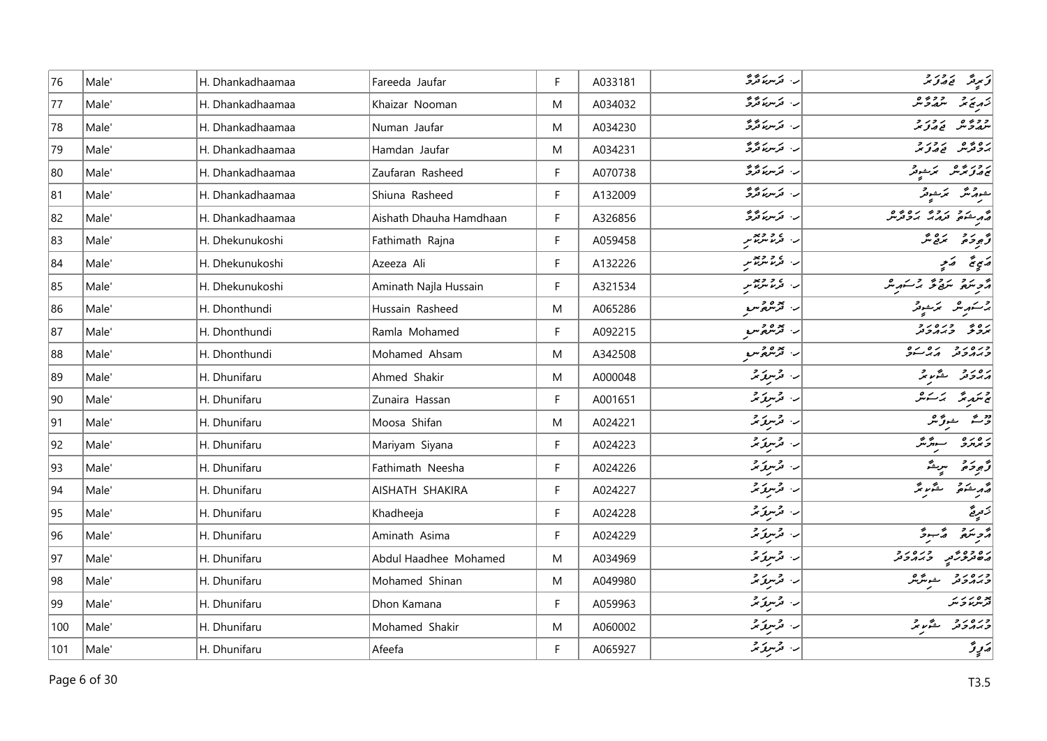| 76 | Male' | H. Dhankadhaamaa | Fareeda Jaufar | F | A033181 | ހ.ދަންކަދާމާ | ފަރީދާ ޖައުފަރު |
|---|---|---|---|---|---|---|---|
| 77 | Male' | H. Dhankadhaamaa | Khaizar Nooman | M | A034032 | ހ. ދަންކަދާމާ | ޚައިޒަރު ނުޢުމާން |
| 78 | Male' | H. Dhankadhaamaa | Numan Jaufar | M | A034230 | ހ. ދަންކަދާމާ | ނުޢުމާން ޖައުފަރު |
| 79 | Male' | H. Dhankadhaamaa | Hamdan Jaufar | M | A034231 | ހ. ދަންކަދާމާ | ހަމްދާން ޖައުފަރު |
| 80 | Male' | H. Dhankadhaamaa | Zaufaran Rasheed | F | A070738 | ހ. ދަންކަދާމާ | ޒައުފަރާން ރަޝީދު |
| 81 | Male' | H. Dhankadhaamaa | Shiuna Rasheed | F | A132009 | ހ. ދަންކަދާމާ | ޝިއުނާ ރަޝީދު |
| 82 | Male' | H. Dhankadhaamaa | Aishath Dhauha Hamdhaan | F | A326856 | ހ. ދަންކަދާމާ | އާއިޝަތު ދައުހާ ހަމްދާން |
| 83 | Male' | H. Dhekunukoshi | Fathimath Rajna | F | A059458 | ހ. ދެކުނުކޮށި | ފާތިމަތު ރަޖްނާ |
| 84 | Male' | H. Dhekunukoshi | Azeeza Ali | F | A132226 | ހ. ދެކުނުކޮށި | އަޒީޒާ އަލި |
| 85 | Male' | H. Dhekunukoshi | Aminath Najla Hussain | F | A321534 | ހ. ދެކުނުކޮށި | އާމިނަތު ނަޖްލާ ހުސައިން |
| 86 | Male' | H. Dhonthundi | Hussain Rasheed | M | A065286 | ހ. ދޮންތުނޑި | ހުސައިން ރަޝީދު |
| 87 | Male' | H. Dhonthundi | Ramla Mohamed | F | A092215 | ހ. ދޮންތުނޑި | ރަމްލާ މުހައްމަދު |
| 88 | Male' | H. Dhonthundi | Mohamed Ahsam | M | A342508 | ހ. ދޮންތުނޑި | މުހައްމަދު އަހްސަމް |
| 89 | Male' | H. Dhunifaru | Ahmed Shakir | M | A000048 | ހ. ދުނިފަރު | އަހްމަދު ޝާކިރު |
| 90 | Male' | H. Dhunifaru | Zunaira Hassan | F | A001651 | ހ. ދުނިފަރު | ޒުނައިރާ ހަސަން |
| 91 | Male' | H. Dhunifaru | Moosa Shifan | M | A024221 | ހ. ދުނިފަރު | މޫސާ ޝިފާން |
| 92 | Male' | H. Dhunifaru | Mariyam Siyana | F | A024223 | ހ. ދުނިފަރު | މަރިޔަމް ސިޔާނާ |
| 93 | Male' | H. Dhunifaru | Fathimath Neesha | F | A024226 | ހ. ދުނިފަރު | ފާތިމަތު ނީޝާ |
| 94 | Male' | H. Dhunifaru | AISHATH SHAKIRA | F | A024227 | ހ. ދުނިފަރު | އާއިޝަތު ޝާކިރާ |
| 95 | Male' | H. Dhunifaru | Khadheeja | F | A024228 | ހ. ދުނިފަރު | ޚަދީޖާ |
| 96 | Male' | H. Dhunifaru | Aminath Asima | F | A024229 | ހ. ދުނިފަރު | އާމިނަތު އާސިމާ |
| 97 | Male' | H. Dhunifaru | Abdul Haadhee Mohamed | M | A034969 | ހ. ދުނިފަރު | އަބްދުލްހާދީ މުހައްމަދު |
| 98 | Male' | H. Dhunifaru | Mohamed Shinan | M | A049980 | ހ. ދުނިފަރު | މުހައްމަދު ޝިނާން |
| 99 | Male' | H. Dhunifaru | Dhon Kamana | F | A059963 | ހ. ދުނިފަރު | ދޮންކަމަނާ |
| 100 | Male' | H. Dhunifaru | Mohamed Shakir | M | A060002 | ހ. ދުނިފަރު | މުހައްމަދު ޝާކިރު |
| 101 | Male' | H. Dhunifaru | Afeefa | F | A065927 | ހ. ދުނިފަރު | އަފީފާ |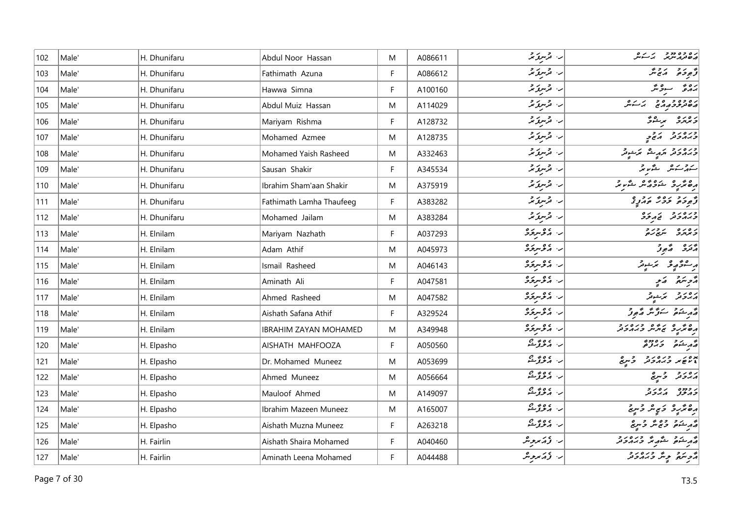| 102 | Male' | H. Dhunifaru | Abdul Noor Hassan | M | A086611 | ހ. ދުނިފަރު | އަބްދުލްނޫރު ހަސަން |
|---|---|---|---|---|---|---|---|
| 103 | Male' | H. Dhunifaru | Fathimath Azuna | F | A086612 | ހ. ދުނިފަރު | ފާތިމަތު އަޒުނާ |
| 104 | Male' | H. Dhunifaru | Hawwa Simna | F | A100160 | ހ. ދުނިފަރު | ހައްވާ ސިމްނާ |
| 105 | Male' | H. Dhunifaru | Abdul Muiz Hassan | M | A114029 | ހ. ދުނިފަރު | އަބްދުލްމުޢިއްޒު ހަސަން |
| 106 | Male' | H. Dhunifaru | Mariyam Rishma | F | A128732 | ހ. ދުނިފަރު | މަރިޔަމް ރިޝްމާ |
| 107 | Male' | H. Dhunifaru | Mohamed Azmee | M | A128735 | ހ. ދުނިފަރު | މުހައްމަދު އަޒްމީ |
| 108 | Male' | H. Dhunifaru | Mohamed Yaish Rasheed | M | A332463 | ހ. ދުނިފަރު | މުހައްމަދު ޔައިޝް ރަޝީދު |
| 109 | Male' | H. Dhunifaru | Sausan Shakir | F | A345534 | ހ. ދުނިފަރު | ސައުސަން ޝާކިރު |
| 110 | Male' | H. Dhunifaru | Ibrahim Sham'aan Shakir | M | A375919 | ހ. ދުނިފަރު | އިބްރާހީމް ޝަމްޢާން ޝާކިރު |
| 111 | Male' | H. Dhunifaru | Fathimath Lamha Thaufeeg | F | A383282 | ހ. ދުނިފަރު | ފާތިމަތު ލަމްހާ ތައުފީގު |
| 112 | Male' | H. Dhunifaru | Mohamed Jailam | M | A383284 | ހ. ދުނިފަރު | މުހައްމަދު ޖައިލަމް |
| 113 | Male' | H. Elnilam | Mariyam Nazhath | F | A037293 | ހ. އެލްނިލަމް | މަރިޔަމް ނަޒްހަތު |
| 114 | Male' | H. Elnilam | Adam Athif | M | A045973 | ހ. އެލްނިލަމް | އާދަމް އާތިފު |
| 115 | Male' | H. Elnilam | Ismail Rasheed | M | A046143 | ހ. އެލްނިލަމް | އިސްމާޢީލް ރަޝީދު |
| 116 | Male' | H. Elnilam | Aminath Ali | F | A047581 | ހ. އެލްނިލަމް | އާމިނަތު ޢަލީ |
| 117 | Male' | H. Elnilam | Ahmed Rasheed | M | A047582 | ހ. އެލްނިލަމް | އަހްމަދު ރަޝީދު |
| 118 | Male' | H. Elnilam | Aishath Safana Athif | F | A329524 | ހ. އެލްނިލަމް | އައިޝަތު ސަފާނާ އާތިފު |
| 119 | Male' | H. Elnilam | IBRAHIM ZAYAN MOHAMED | M | A349948 | ހ. އެލްނިލަމް | އިބްރާހީމް ޒަޔާން މުހައްމަދު |
| 120 | Male' | H. Elpasho | AISHATH MAHFOOZA | F | A050560 | ހ. އެލްޕާޝޯ | އައިޝަތު މަހްފޫޒާ |
| 121 | Male' | H. Elpasho | Dr. Mohamed Muneez | M | A053699 | ހ. އެލްޕާޝޯ | ޑރ. މުހައްމަދު މުނީޒު |
| 122 | Male' | H. Elpasho | Ahmed Muneez | M | A056664 | ހ. އެލްޕާޝޯ | އަހްމަދު މުނީޒު |
| 123 | Male' | H. Elpasho | Mauloof Ahmed | M | A149097 | ހ. އެލްޕާޝޯ | މައުލޫފް އަހްމަދު |
| 124 | Male' | H. Elpasho | Ibrahim Mazeen Muneez | M | A165007 | ހ. އެލްޕާޝޯ | އިބްރާހީމް މަޒީން މުނީޒު |
| 125 | Male' | H. Elpasho | Aishath Muzna Muneez | F | A263218 | ހ. އެލްޕާޝޯ | އައިޝަތު މުޒްނާ މުނީޒު |
| 126 | Male' | H. Fairlin | Aishath Shaira Mohamed | F | A040460 | ހ. ފެއަރލިން | އައިޝަތު ޝާއިރާ މުހައްމަދު |
| 127 | Male' | H. Fairlin | Aminath Leena Mohamed | F | A044488 | ހ. ފެއަރލިން | އާމިނަތު ލީނާ މުހައްމަދު |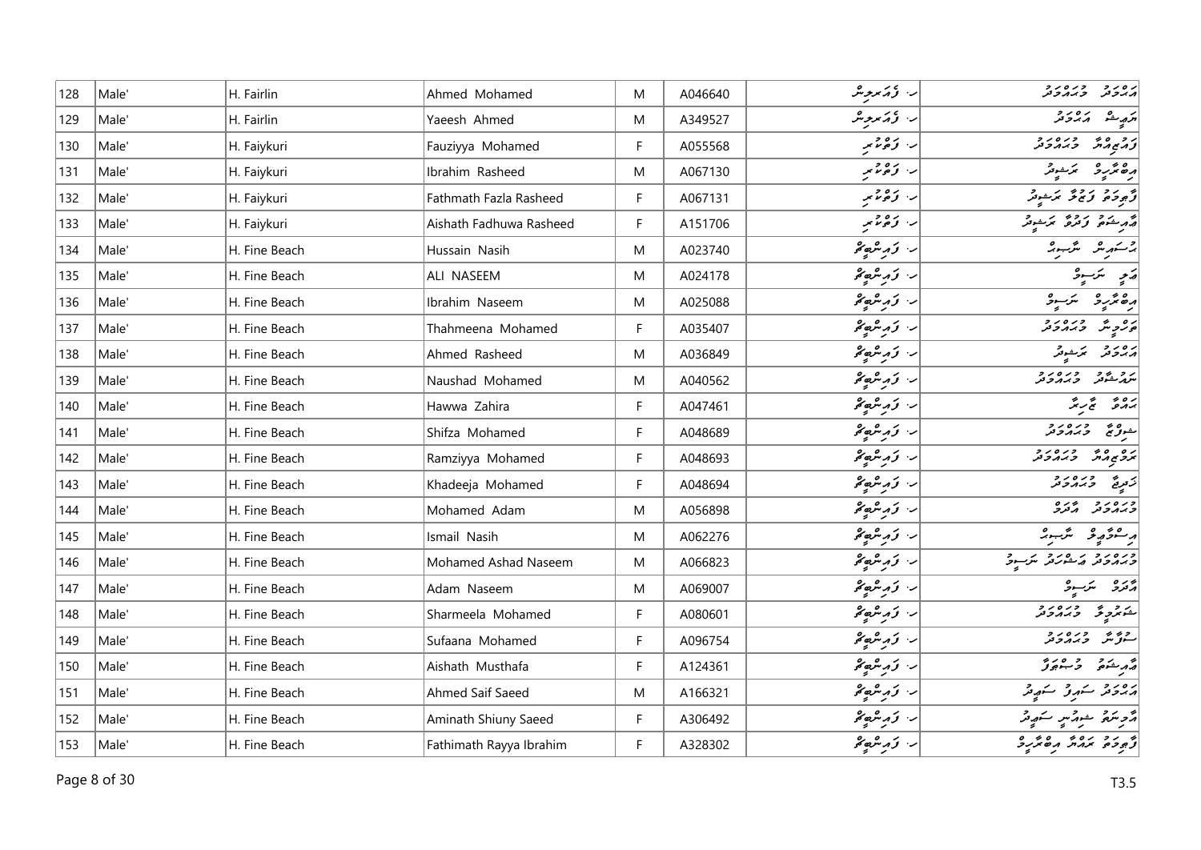| 128 | Male' | H. Fairlin | Ahmed Mohamed | M | A046640 | ހ. ފެއަރލިން | އަހުމަދު މުހައްމަދު |
|---|---|---|---|---|---|---|---|
| 129 | Male' | H. Fairlin | Yaeesh Ahmed | M | A349527 | ހ. ފެއަރލިން | ޔައީޝް އަހުމަދު |
| 130 | Male' | H. Faiykuri | Fauziyya Mohamed | F | A055568 | ހ. ފައިކުރި | ފައުޒިއްޔާ މުހައްމަދު |
| 131 | Male' | H. Faiykuri | Ibrahim Rasheed | M | A067130 | ހ. ފައިކުރި | އިބްރާހީމް ރަޝީދު |
| 132 | Male' | H. Faiykuri | Fathmath Fazla Rasheed | F | A067131 | ހ. ފައިކުރި | ފާތިމަތު ފަޟްލާ ރަޝީދު |
| 133 | Male' | H. Faiykuri | Aishath Fadhuwa Rasheed | F | A151706 | ހ. ފައިކުރި | އާއިޝަތު ފަދުވާ ރަޝީދު |
| 134 | Male' | H. Fine Beach | Hussain Nasih | M | A023740 | ހ. ފައިންބީޗް | ހުސައިން ނާސިހު |
| 135 | Male' | H. Fine Beach | ALI NASEEM | M | A024178 | ހ. ފައިންބީޗް | އަލި ނަސީމު |
| 136 | Male' | H. Fine Beach | Ibrahim Naseem | M | A025088 | ހ. ފައިންބީޗް | އިބްރާހީމް ނަސީމު |
| 137 | Male' | H. Fine Beach | Thahmeena Mohamed | F | A035407 | ހ. ފައިންބީޗް | ތަހުމީނާ މުހައްމަދު |
| 138 | Male' | H. Fine Beach | Ahmed Rasheed | M | A036849 | ހ. ފައިންބީޗް | އަހުމަދު ރަޝީދު |
| 139 | Male' | H. Fine Beach | Naushad Mohamed | M | A040562 | ހ. ފައިންބީޗް | ނައުޝާދު މުހައްމަދު |
| 140 | Male' | H. Fine Beach | Hawwa Zahira | F | A047461 | ހ. ފައިންބީޗް | ހައްވާ ޒާހިރާ |
| 141 | Male' | H. Fine Beach | Shifza Mohamed | F | A048689 | ހ. ފައިންބީޗް | ޝިފްޒާ މުހައްމަދު |
| 142 | Male' | H. Fine Beach | Ramziyya Mohamed | F | A048693 | ހ. ފައިންބީޗް | ރަމްޒިއްޔާ މުހައްމަދު |
| 143 | Male' | H. Fine Beach | Khadeeja Mohamed | F | A048694 | ހ. ފައިންބީޗް | ޚަދީޖާ މުހައްމަދު |
| 144 | Male' | H. Fine Beach | Mohamed Adam | M | A056898 | ހ. ފައިންބީޗް | މުހައްމަދު އާދަމް |
| 145 | Male' | H. Fine Beach | Ismail Nasih | M | A062276 | ހ. ފައިންބީޗް | އިސްމާޢީލް ނާސިހު |
| 146 | Male' | H. Fine Beach | Mohamed Ashad Naseem | M | A066823 | ހ. ފައިންބީޗް | މުހައްމަދު އަޝްޝާދު ނަސީމު |
| 147 | Male' | H. Fine Beach | Adam Naseem | M | A069007 | ހ. ފައިންބީޗް | އާދަމް ނަސީމު |
| 148 | Male' | H. Fine Beach | Sharmeela Mohamed | F | A080601 | ހ. ފައިންބީޗް | ޝަރްމީލާ މުހައްމަދު |
| 149 | Male' | H. Fine Beach | Sufaana Mohamed | F | A096754 | ހ. ފައިންބީޗް | ސުފާނާ މުހައްމަދު |
| 150 | Male' | H. Fine Beach | Aishath Musthafa | F | A124361 | ހ. ފައިންބީޗް | އާއިޝަތު މުސްތަފާ |
| 151 | Male' | H. Fine Beach | Ahmed Saif Saeed | M | A166321 | ހ. ފައިންބީޗް | އަހުމަދު ސައިފު ސަޢީދު |
| 152 | Male' | H. Fine Beach | Aminath Shiuny Saeed | F | A306492 | ހ. ފައިންބީޗް | އާމިނަތު ޝިއުނީ ސަޢީދު |
| 153 | Male' | H. Fine Beach | Fathimath Rayya Ibrahim | F | A328302 | ހ. ފައިންބީޗް | ފާތިމަތު ރައްޔާ އިބްރާހީމް |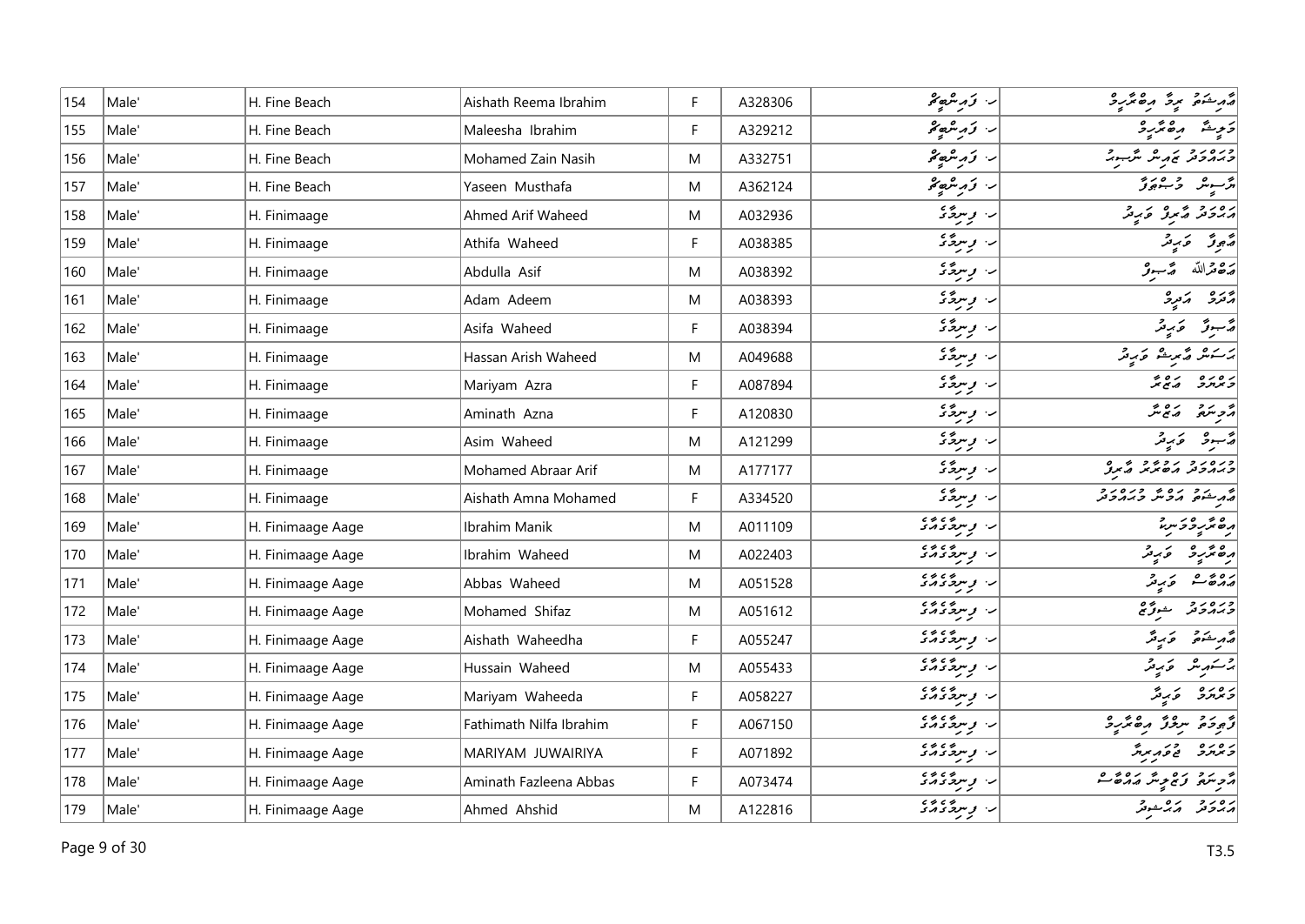| 154 | Male' | H. Fine Beach | Aishath Reema Ibrahim | F | A328306 | ހ. ފައިންބީޗް | އާއިޝަތު ރީމާ އިބްރާހީމް |
|---|---|---|---|---|---|---|---|
| 155 | Male' | H. Fine Beach | Maleesha Ibrahim | F | A329212 | ހ. ފައިންބީޗް | މަލީޝާ އިބްރާހީމް |
| 156 | Male' | H. Fine Beach | Mohamed Zain Nasih | M | A332751 | ހ. ފައިންބީޗް | މުހައްމަދު ޒައިން ނާސިޙް |
| 157 | Male' | H. Fine Beach | Yaseen Musthafa | M | A362124 | ހ. ފައިންބީޗް | ޔާސީން މުސްތަފާ |
| 158 | Male' | H. Finimaage | Ahmed Arif Waheed | M | A032936 | ހ. ފިނިމާގެ | އަހުމަދު އާރިފް ވަހީދު |
| 159 | Male' | H. Finimaage | Athifa Waheed | F | A038385 | ހ. ފިނިމާގެ | އާތިފާ ވަހީދު |
| 160 | Male' | H. Finimaage | Abdulla Asif | M | A038392 | ހ. ފިނިމާގެ | އަބްދުﷲ އާސިފް |
| 161 | Male' | H. Finimaage | Adam Adeem | M | A038393 | ހ. ފިނިމާގެ | އާދަމް އަދީމް |
| 162 | Male' | H. Finimaage | Asifa Waheed | F | A038394 | ހ. ފިނިމާގެ | އާސިފާ ވަހީދު |
| 163 | Male' | H. Finimaage | Hassan Arish Waheed | M | A049688 | ހ. ފިނިމާގެ | ހަސަން އާރިޝް ވަހީދު |
| 164 | Male' | H. Finimaage | Mariyam Azra | F | A087894 | ހ. ފިނިމާގެ | މަރިޔަމް އަޒްރާ |
| 165 | Male' | H. Finimaage | Aminath Azna | F | A120830 | ހ. ފިނިމާގެ | އާމިނަތު އަޒްނާ |
| 166 | Male' | H. Finimaage | Asim Waheed | M | A121299 | ހ. ފިނިމާގެ | އާސިމް ވަހީދު |
| 167 | Male' | H. Finimaage | Mohamed Abraar Arif | M | A177177 | ހ. ފިނިމާގެ | މުހައްމަދު އަބްރާރު އާރިފް |
| 168 | Male' | H. Finimaage | Aishath Amna Mohamed | F | A334520 | ހ. ފިނިމާގެ | އާއިޝަތު އަމްނާ މުހައްމަދު |
| 169 | Male' | H. Finimaage Aage | Ibrahim Manik | M | A011109 | ހ. ފިނިމާގެއާގެ | އިބްރާހީމްމަނިކު |
| 170 | Male' | H. Finimaage Aage | Ibrahim Waheed | M | A022403 | ހ. ފިނިމާގެއާގެ | އިބްރާހީމް ވަހީދު |
| 171 | Male' | H. Finimaage Aage | Abbas Waheed | M | A051528 | ހ. ފިނިމާގެއާގެ | އައްބާސް ވަހީދު |
| 172 | Male' | H. Finimaage Aage | Mohamed Shifaz | M | A051612 | ހ. ފިނިމާގެއާގެ | މުހައްމަދު ޝިފާޒް |
| 173 | Male' | H. Finimaage Aage | Aishath Waheedha | F | A055247 | ހ. ފިނިމާގެއާގެ | އާއިޝަތު ވަހީދާ |
| 174 | Male' | H. Finimaage Aage | Hussain Waheed | M | A055433 | ހ. ފިނިމާގެއާގެ | ހުސައިން ވަހީދު |
| 175 | Male' | H. Finimaage Aage | Mariyam Waheeda | F | A058227 | ހ. ފިނިމާގެއާގެ | މަރިޔަމް ވަހީދާ |
| 176 | Male' | H. Finimaage Aage | Fathimath Nilfa Ibrahim | F | A067150 | ހ. ފިނިމާގެއާގެ | ފާތިމަތު ނިލްފާ އިބްރާހީމް |
| 177 | Male' | H. Finimaage Aage | MARIYAM JUWAIRIYA | F | A071892 | ހ. ފިނިމާގެއާގެ | މަރިޔަމް ޖުވައިރިޔާ |
| 178 | Male' | H. Finimaage Aage | Aminath Fazleena Abbas | F | A073474 | ހ. ފިނިމާގެއާގެ | އާމިނަތު ފަޟްލީނާ އައްބާސް |
| 179 | Male' | H. Finimaage Aage | Ahmed Ahshid | M | A122816 | ހ. ފިނިމާގެއާގެ | އަހުމަދު އަހްޝިދު |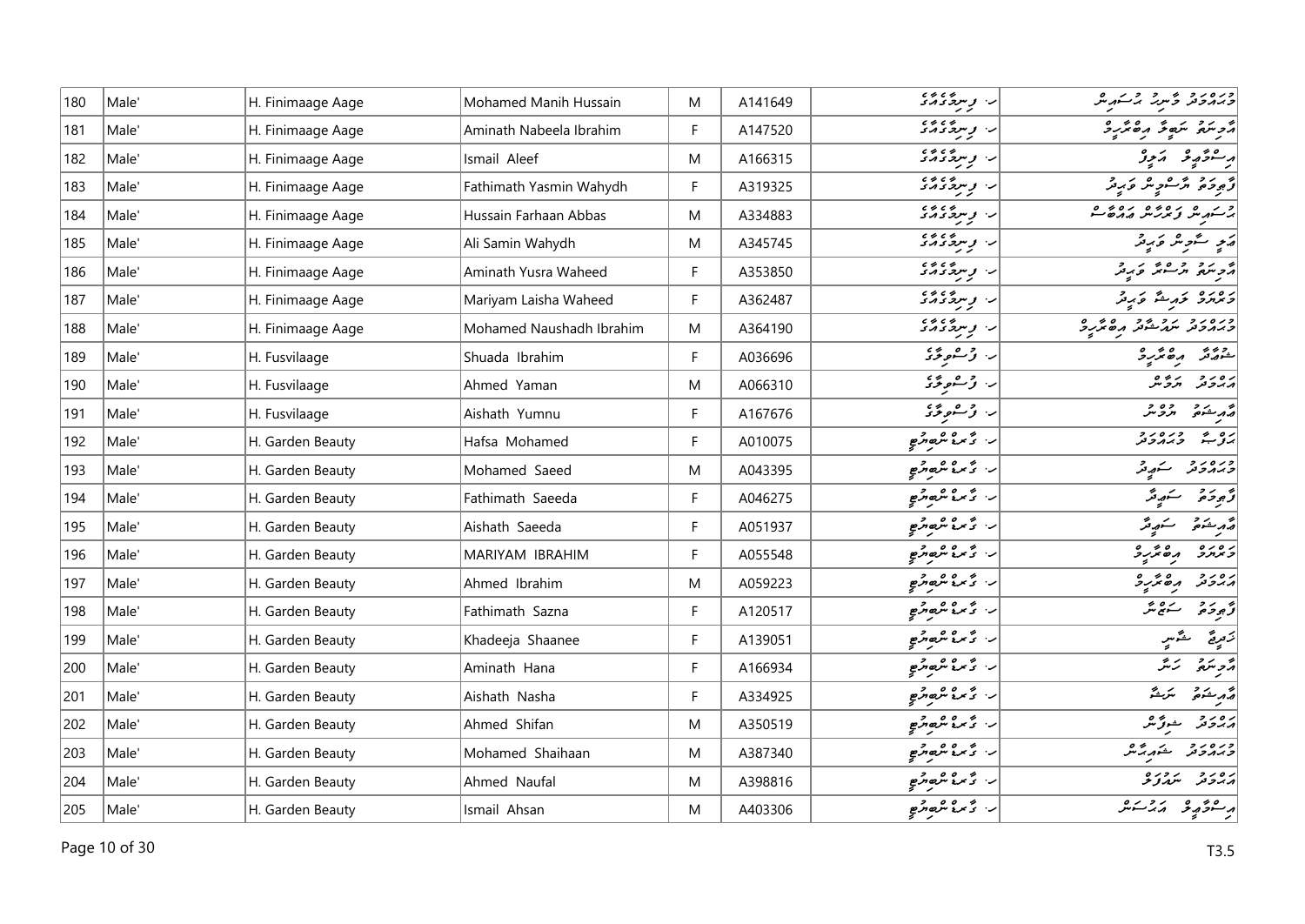| 180 | Male' | H. Finimaage Aage | Mohamed Manih Hussain | M | A141649 | ر. وسرڈ دړ ی | ورەرو ڈسرژ برسەرىر |
|---|---|---|---|---|---|---|---|
| 181 | Male' | H. Finimaage Aage | Aminath Nabeela Ibrahim | F | A147520 | ر. وسرڈ دړ ی | مُحِسَمَۃ سَھِدَّ مِرەمَّرِدْ |
| 182 | Male' | H. Finimaage Aage | Ismail Aleef | M | A166315 | ر. وسرڈ دړ ی | مِرےدَّمِی مَحِرْ |
| 183 | Male' | H. Finimaage Aage | Fathimath Yasmin Wahydh | F | A319325 | ر. وسرڈ دړ ی | تُرجِحَمَ مَرْسْمِسْ وَرِيرْ |
| 184 | Male' | H. Finimaage Aage | Hussain Farhaan Abbas | M | A334883 | ر. وسرڈ دړ ی | بەسەرىر ۆىرترىر مەدەس |
| 185 | Male' | H. Finimaage Aage | Ali Samin Wahydh | M | A345745 | ر. وسرڈ دړ ی | مَعِ سُورِسْ وَرِيرْ |
| 186 | Male' | H. Finimaage Aage | Aminath Yusra Waheed | F | A353850 | ر. وسرڈ دړ ی | مُحِسَمَۃ مُرْسْمَرَ وَرِيرْ |
| 187 | Male' | H. Finimaage Aage | Mariyam Laisha Waheed | F | A362487 | ر. وسرڈ دړ ی | وَمَرْمَرْدْ خَرِشَة وَرِيرْ |
| 188 | Male' | H. Finimaage Aage | Mohamed Naushadh Ibrahim | M | A364190 | ر. وسرڈ دړ ی | ورەرو سَمَدْشَمْ مِرەمَّرِدْ |
| 189 | Male' | H. Fusvilaage | Shuada Ibrahim | F | A036696 | ر. ژےمِرْدْی | شْمَرُتَرْ مِرەمَّرِدْ |
| 190 | Male' | H. Fusvilaage | Ahmed Yaman | M | A066310 | ر. ژےمِرْدْی | مَرەرو مَرَدَسْ |
| 191 | Male' | H. Fusvilaage | Aishath Yumnu | F | A167676 | ر. ژےمِرْدْی | مَّرِشَمَ مَرْدْسْ |
| 192 | Male' | H. Garden Beauty | Hafsa Mohamed | F | A010075 | ر. ګَمْرَعْ سْرَھِرْحِ | رَوْبِهِ ورەرو |
| 193 | Male' | H. Garden Beauty | Mohamed Saeed | M | A043395 | ر. ګَمْرَعْ سْرَھِرْحِ | ورەرو سَمِيرْ |
| 194 | Male' | H. Garden Beauty | Fathimath Saeeda | F | A046275 | ر. ګَمْرَعْ سْرَھِرْحِ | تُرجِحَمَ سَمِيرَّ |
| 195 | Male' | H. Garden Beauty | Aishath Saeeda | F | A051937 | ر. ګَمْرَعْ سْرَھِرْحِ | مَّرِشَمَ سَمِيرَّ |
| 196 | Male' | H. Garden Beauty | MARIYAM IBRAHIM | F | A055548 | ر. ګَمْرَعْ سْرَھِرْحِ | وَمَرْمَرْدْ مِرەمَّرِدْ |
| 197 | Male' | H. Garden Beauty | Ahmed Ibrahim | M | A059223 | ر. ګَمْرَعْ سْرَھِرْحِ | مَرەرو مِرەمَّرِدْ |
| 198 | Male' | H. Garden Beauty | Fathimath Sazna | F | A120517 | ر. ګَمْرَعْ سْرَھِرْحِ | تُرجِحَمَ سَعْسُ |
| 199 | Male' | H. Garden Beauty | Khadeeja Shaanee | F | A139051 | ر. ګَمْرَعْ سْرَھِرْحِ | زَمِرِيَّ شَمَّسِ |
| 200 | Male' | H. Garden Beauty | Aminath Hana | F | A166934 | ر. ګَمْرَعْ سْرَھِرْحِ | مُحِسَمَۃ رَسَّ |
| 201 | Male' | H. Garden Beauty | Aishath Nasha | F | A334925 | ر. ګَمْرَعْ سْرَھِرْحِ | مَّرِشَمَ سَرَشَّ |
| 202 | Male' | H. Garden Beauty | Ahmed Shifan | M | A350519 | ر. ګَمْرَعْ سْرَھِرْحِ | مَرەرو شِوَرْسْ |
| 203 | Male' | H. Garden Beauty | Mohamed Shaihaan | M | A387340 | ر. ګَمْرَعْ سْرَھِرْحِ | ورەرو شَمَرِ رَّسْ |
| 204 | Male' | H. Garden Beauty | Ahmed Naufal | M | A398816 | ر. ګَمْرَعْ سْرَھِرْحِ | مَرەرو سَمَرْوَرْ |
| 205 | Male' | H. Garden Beauty | Ismail Ahsan | M | A403306 | ر. ګَمْرَعْ سْرَھِرْحِ | مِرےدَّمِی مَرْسَسْ |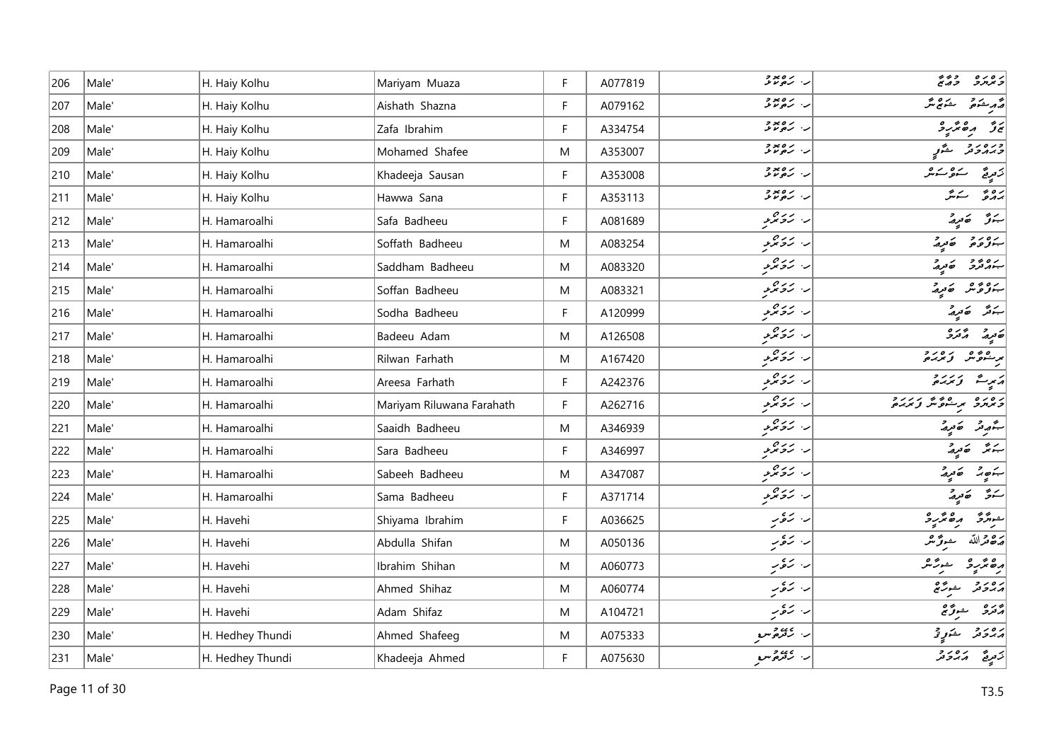| 206 | Male' | H. Haiy Kolhu | Mariyam Muaza | F | A077819 | ހ. ހަޔްކޮޅު | މަރިޔަމް މުޢާޒާ |
|---|---|---|---|---|---|---|---|
| 207 | Male' | H. Haiy Kolhu | Aishath Shazna | F | A079162 | ހ. ހަޔްކޮޅު | އާއިޝަތު ޝަޒްނާ |
| 208 | Male' | H. Haiy Kolhu | Zafa Ibrahim | F | A334754 | ހ. ހަޔްކޮޅު | ޒަފާ އިބްރާހީމް |
| 209 | Male' | H. Haiy Kolhu | Mohamed Shafee | M | A353007 | ހ. ހަޔްކޮޅު | މުޙައްމަދު ޝާފީ |
| 210 | Male' | H. Haiy Kolhu | Khadeeja Sausan | F | A353008 | ހ. ހަޔްކޮޅު | ޚަދީޖާ ސައުސަން |
| 211 | Male' | H. Haiy Kolhu | Hawwa Sana | F | A353113 | ހ. ހަޔްކޮޅު | ޙައްވާ ސަނާ |
| 212 | Male' | H. Hamaroalhi | Safa Badheeu | F | A081689 | ހ. ހަމަރޮޅި | ސަފާ ބަދީއު |
| 213 | Male' | H. Hamaroalhi | Soffath Badheeu | M | A083254 | ހ. ހަމަރޮޅި | ސޮފްފަތު ބަދީއު |
| 214 | Male' | H. Hamaroalhi | Saddham Badheeu | M | A083320 | ހ. ހަމަރޮޅި | ސައްދާމް ބަދީއު |
| 215 | Male' | H. Hamaroalhi | Soffan Badheeu | M | A083321 | ހ. ހަމަރޮޅި | ސޮފްފާން ބަދީއު |
| 216 | Male' | H. Hamaroalhi | Sodha Badheeu | F | A120999 | ހ. ހަމަރޮޅި | ސަދާ ބަދީއު |
| 217 | Male' | H. Hamaroalhi | Badeeu Adam | M | A126508 | ހ. ހަމަރޮޅި | ބަދީއު އާދަމް |
| 218 | Male' | H. Hamaroalhi | Rilwan Farhath | M | A167420 | ހ. ހަމަރޮޅި | ރިޟްވާން ފަރްހަތު |
| 219 | Male' | H. Hamaroalhi | Areesa Farhath | F | A242376 | ހ. ހަމަރޮޅި | އަރީސާ ފަރްހަތު |
| 220 | Male' | H. Hamaroalhi | Mariyam Riluwana Farahath | F | A262716 | ހ. ހަމަރޮޅި | މަރިޔަމް ރިލުވާނާ ފަރަހަތު |
| 221 | Male' | H. Hamaroalhi | Saaidh Badheeu | M | A346939 | ހ. ހަމަރޮޅި | ސާއިދު ބަދީއު |
| 222 | Male' | H. Hamaroalhi | Sara Badheeu | F | A346997 | ހ. ހަމަރޮޅި | ސަރާ ބަދީއު |
| 223 | Male' | H. Hamaroalhi | Sabeeh Badheeu | M | A347087 | ހ. ހަމަރޮޅި | ސަބީހު ބަދީއު |
| 224 | Male' | H. Hamaroalhi | Sama Badheeu | F | A371714 | ހ. ހަމަރޮޅި | ސަމާ ބަދީއު |
| 225 | Male' | H. Havehi | Shiyama Ibrahim | F | A036625 | ހ. ހަވެހި | ޝިޔާމާ އިބްރާހީމް |
| 226 | Male' | H. Havehi | Abdulla Shifan | M | A050136 | ހ. ހަވެހި | އަބްދުﷲ ޝިފާން |
| 227 | Male' | H. Havehi | Ibrahim Shihan | M | A060773 | ހ. ހަވެހި | އިބްރާހީމް ޝިހާން |
| 228 | Male' | H. Havehi | Ahmed Shihaz | M | A060774 | ހ. ހަވެހި | އަޙްމަދު ޝިހާޒް |
| 229 | Male' | H. Havehi | Adam Shifaz | M | A104721 | ހ. ހަވެހި | އާދަމް ޝިފާޒް |
| 230 | Male' | H. Hedhey Thundi | Ahmed Shafeeg | M | A075333 | ހ. ހެދޭތުނޑި | އަޙްމަދު ޝަފީގު |
| 231 | Male' | H. Hedhey Thundi | Khadeeja Ahmed | F | A075630 | ހ. ހެދޭތުނޑި | ޚަދީޖާ އަޙްމަދު |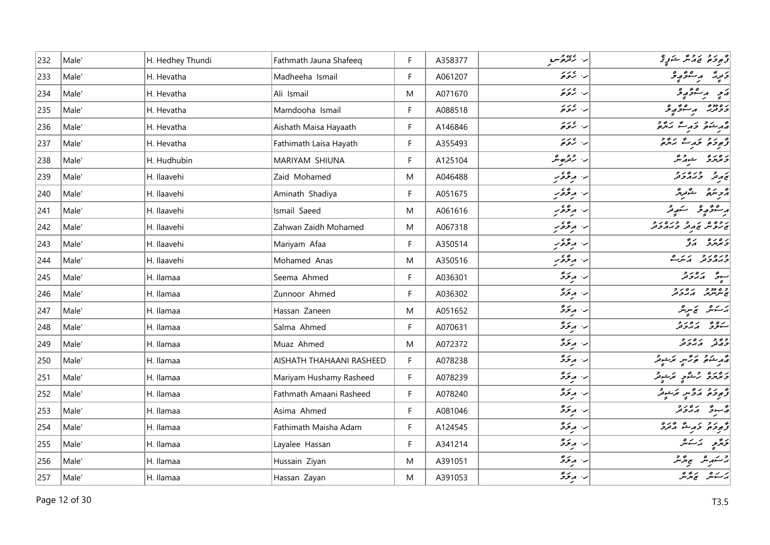| 232 | Male' | H. Hedhey Thundi | Fathmath Jauna Shafeeq | F | A358377 | ހ. ހެދޭތުނޑި | ފާތިމަތު ޖައުނާ ޝަފީޤު |
|---|---|---|---|---|---|---|---|
| 233 | Male' | H. Hevatha | Madheeha Ismail | F | A061207 | ހ. ހެވަތަ | މަދީހާ އިސްމާއިލް |
| 234 | Male' | H. Hevatha | Ali Ismail | M | A071670 | ހ. ހެވަތަ | އަލި އިސްމާއިލް |
| 235 | Male' | H. Hevatha | Mamdooha Ismail | F | A088518 | ހ. ހެވަތަ | މަމްދޫހާ އިސްމާއިލް |
| 236 | Male' | H. Hevatha | Aishath Maisa Hayaath | F | A146846 | ހ. ހެވަތަ | އައިޝަތު މައިސާ ހަޔާތު |
| 237 | Male' | H. Hevatha | Fathimath Laisa Hayath | F | A355493 | ހ. ހެވަތަ | ފާތިމަތު ލައިސާ ހަޔާތު |
| 238 | Male' | H. Hudhubin | MARIYAM SHIUNA | F | A125104 | ހ. ހުދުބިން | މަރިޔަމް ޝިއުނާ |
| 239 | Male' | H. Ilaavehi | Zaid Mohamed | M | A046488 | ހ. އިލާވެހި | ޒައިދު މުހައްމަދު |
| 240 | Male' | H. Ilaavehi | Aminath Shadiya | F | A051675 | ހ. އިލާވެހި | އާމިނަތު ޝާދިޔާ |
| 241 | Male' | H. Ilaavehi | Ismail Saeed | M | A061616 | ހ. އިލާވެހި | އިސްމާއިލް ސައީދު |
| 242 | Male' | H. Ilaavehi | Zahwan Zaidh Mohamed | M | A067318 | ހ. އިލާވެހި | ޒަހުވާން ޒައިދު މުހައްމަދު |
| 243 | Male' | H. Ilaavehi | Mariyam Afaa | F | A350514 | ހ. އިލާވެހި | މަރިޔަމް އަފާ |
| 244 | Male' | H. Ilaavehi | Mohamed Anas | M | A350516 | ހ. އިލާވެހި | މުހައްމަދު އަނަސް |
| 245 | Male' | H. Ilamaa | Seema Ahmed | F | A036301 | ހ. އިލަމާ | ސީމާ އަހުމަދު |
| 246 | Male' | H. Ilamaa | Zunnoor Ahmed | F | A036302 | ހ. އިލަމާ | ޒުންނޫރު އަހުމަދު |
| 247 | Male' | H. Ilamaa | Hassan Zaneen | M | A051652 | ހ. އިލަމާ | ހަސަން ޒަނީން |
| 248 | Male' | H. Ilamaa | Salma Ahmed | F | A070631 | ހ. އިލަމާ | ސަލްމާ އަހުމަދު |
| 249 | Male' | H. Ilamaa | Muaz Ahmed | M | A072372 | ހ. އިލަމާ | މުޢާޒު އަހުމަދު |
| 250 | Male' | H. Ilamaa | AISHATH THAHAANI RASHEED | F | A078238 | ހ. އިލަމާ | އައިޝަތު ތަހާނީ ރަޝީދު |
| 251 | Male' | H. Ilamaa | Mariyam Hushamy Rasheed | F | A078239 | ހ. އިލަމާ | މަރިޔަމް ހުޝާމީ ރަޝީދު |
| 252 | Male' | H. Ilamaa | Fathmath Amaani Rasheed | F | A078240 | ހ. އިލަމާ | ފާތިމަތު އަމާނީ ރަޝީދު |
| 253 | Male' | H. Ilamaa | Asima Ahmed | F | A081046 | ހ. އިލަމާ | އާސިމާ އަހުމަދު |
| 254 | Male' | H. Ilamaa | Fathimath Maisha Adam | F | A124545 | ހ. އިލަމާ | ފާތިމަތު މައިޝާ އާދަމް |
| 255 | Male' | H. Ilamaa | Layalee Hassan | F | A341214 | ހ. އިލަމާ | ލަޔާލީ ހަސަން |
| 256 | Male' | H. Ilamaa | Hussain Ziyan | M | A391051 | ހ. އިލަމާ | ހުސައިން ޒިޔާން |
| 257 | Male' | H. Ilamaa | Hassan Zayan | M | A391053 | ހ. އިލަމާ | ހަސަން ޒަޔާން |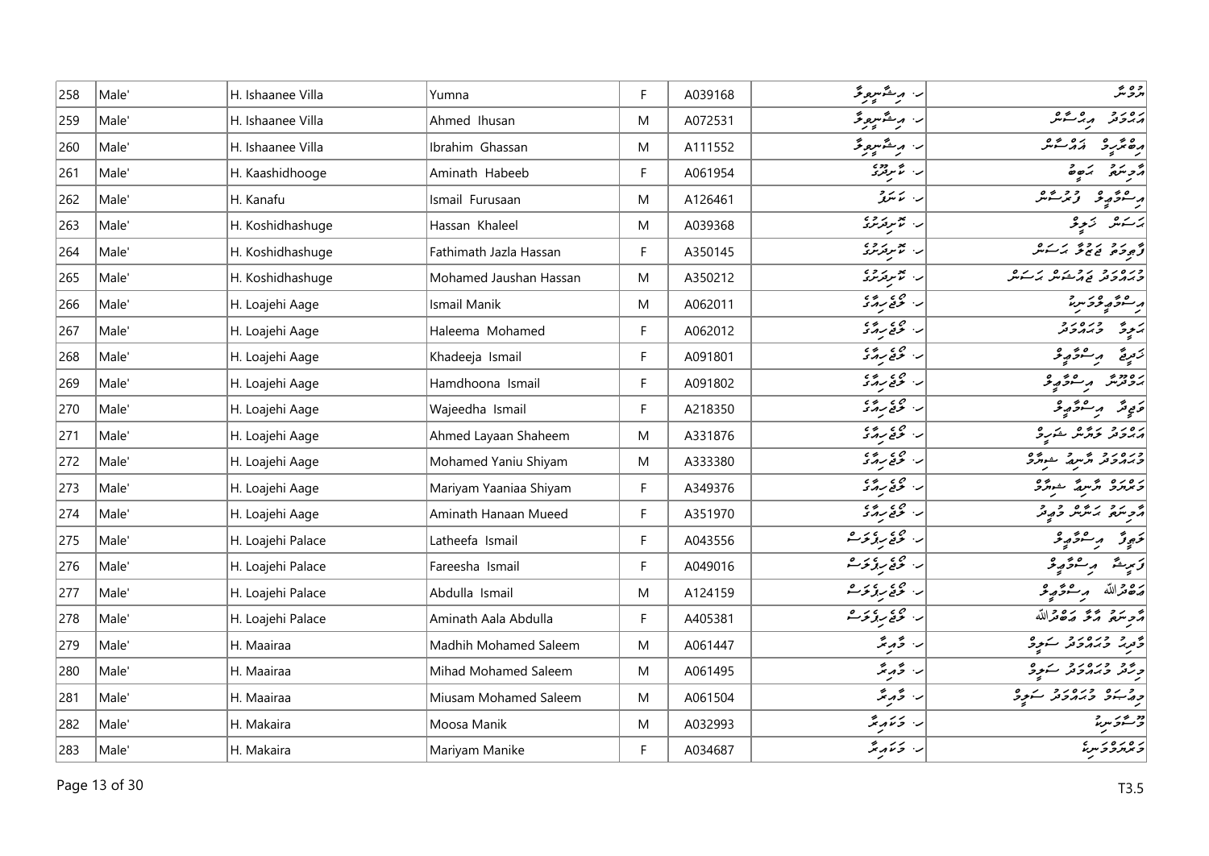| 258 | Male' | H. Ishaanee Villa | Yumna | F | A039168 | ހ. އިޝާނީވިލާ | ޔުމްނާ |
|---|---|---|---|---|---|---|---|
| 259 | Male' | H. Ishaanee Villa | Ahmed Ihusan | M | A072531 | ހ. އިޝާނީވިލާ | އަޙްމަދު އިހުސާން |
| 260 | Male' | H. Ishaanee Villa | Ibrahim Ghassan | M | A111552 | ހ. އިޝާނީވިލާ | އިބްރާހިމް ޣައްސާން |
| 261 | Male' | H. Kaashidhooge | Aminath Habeeb | F | A061954 | ހ. ކާށިދޫގެ | އާމިނަތު ހަބީބު |
| 262 | Male' | H. Kanafu | Ismail Furusaan | M | A126461 | ހ. ކަނަފު | އިސްމާއިލް ފުރުސާން |
| 263 | Male' | H. Koshidhashuge | Hassan Khaleel | M | A039368 | ހ. ކޮށިދަށުގެ | ހަސަން ޚަލީލް |
| 264 | Male' | H. Koshidhashuge | Fathimath Jazla Hassan | F | A350145 | ހ. ކޮށިދަށުގެ | ފާތިމަތު ޖަޒްލާ ހަސަން |
| 265 | Male' | H. Koshidhashuge | Mohamed Jaushan Hassan | M | A350212 | ހ. ކޮށިދަށުގެ | މުޙައްމަދު ޖައުޝަން ހަސަން |
| 266 | Male' | H. Loajehi Aage | Ismail Manik | M | A062011 | ހ. ލޯޖެހިއާގެ | އިސްމާއިލްމަނިކު |
| 267 | Male' | H. Loajehi Aage | Haleema Mohamed | F | A062012 | ހ. ލޯޖެހިއާގެ | ހަލީމާ މުޙައްމަދު |
| 268 | Male' | H. Loajehi Aage | Khadeeja Ismail | F | A091801 | ހ. ލޯޖެހިއާގެ | ޚަދީޖާ އިސްމާއިލް |
| 269 | Male' | H. Loajehi Aage | Hamdhoona Ismail | F | A091802 | ހ. ލޯޖެހިއާގެ | ހަމްދޫނާ އިސްމާއިލް |
| 270 | Male' | H. Loajehi Aage | Wajeedha Ismail | F | A218350 | ހ. ލޯޖެހިއާގެ | ވަޖީދާ އިސްމާއިލް |
| 271 | Male' | H. Loajehi Aage | Ahmed Layaan Shaheem | M | A331876 | ހ. ލޯޖެހިއާގެ | އަޙްމަދު ލަޔާން ޝަހީމް |
| 272 | Male' | H. Loajehi Aage | Mohamed Yaniu Shiyam | M | A333380 | ހ. ލޯޖެހިއާގެ | މުޙައްމަދު ޔާނިއު ޝިޔާމް |
| 273 | Male' | H. Loajehi Aage | Mariyam Yaaniaa Shiyam | F | A349376 | ހ. ލޯޖެހިއާގެ | މަރިޔަމް ޔާނިއާ ޝިޔާމް |
| 274 | Male' | H. Loajehi Aage | Aminath Hanaan Mueed | F | A351970 | ހ. ލޯޖެހިއާގެ | އާމިނަތު ހަނާން މުއީދު |
| 275 | Male' | H. Loajehi Palace | Latheefa Ismail | F | A043556 | ހ. ލޯޖެހިޕެލަސް | ލަތީފާ އިސްމާއިލް |
| 276 | Male' | H. Loajehi Palace | Fareesha Ismail | F | A049016 | ހ. ލޯޖެހިޕެލަސް | ފަރީޝާ އިސްމާއިލް |
| 277 | Male' | H. Loajehi Palace | Abdulla Ismail | M | A124159 | ހ. ލޯޖެހިޕެލަސް | އަބްދުاللّٰه އިސްމާއިލް |
| 278 | Male' | H. Loajehi Palace | Aminath Aala Abdulla | F | A405381 | ހ. ލޯޖެހިޕެލަސް | އާމިނަތު އާލާ އަބްދުاللّٰه |
| 279 | Male' | H. Maairaa | Madhih Mohamed Saleem | M | A061447 | ހ. މާއިރާ | މާދިހު މުޙައްމަދު ސަލީމް |
| 280 | Male' | H. Maairaa | Mihad Mohamed Saleem | M | A061495 | ހ. މާއިރާ | މިހާދު މުޙައްމަދު ސަލީމް |
| 281 | Male' | H. Maairaa | Miusam Mohamed Saleem | M | A061504 | ހ. މާއިރާ | މިއުސަމް މުޙައްމަދު ސަލީމް |
| 282 | Male' | H. Makaira | Moosa Manik | M | A032993 | ހ. މަކައިރާ | މޫސާމަނިކު |
| 283 | Male' | H. Makaira | Mariyam Manike | F | A034687 | ހ. މަކައިރާ | މަރިޔަމްމަނިކެ |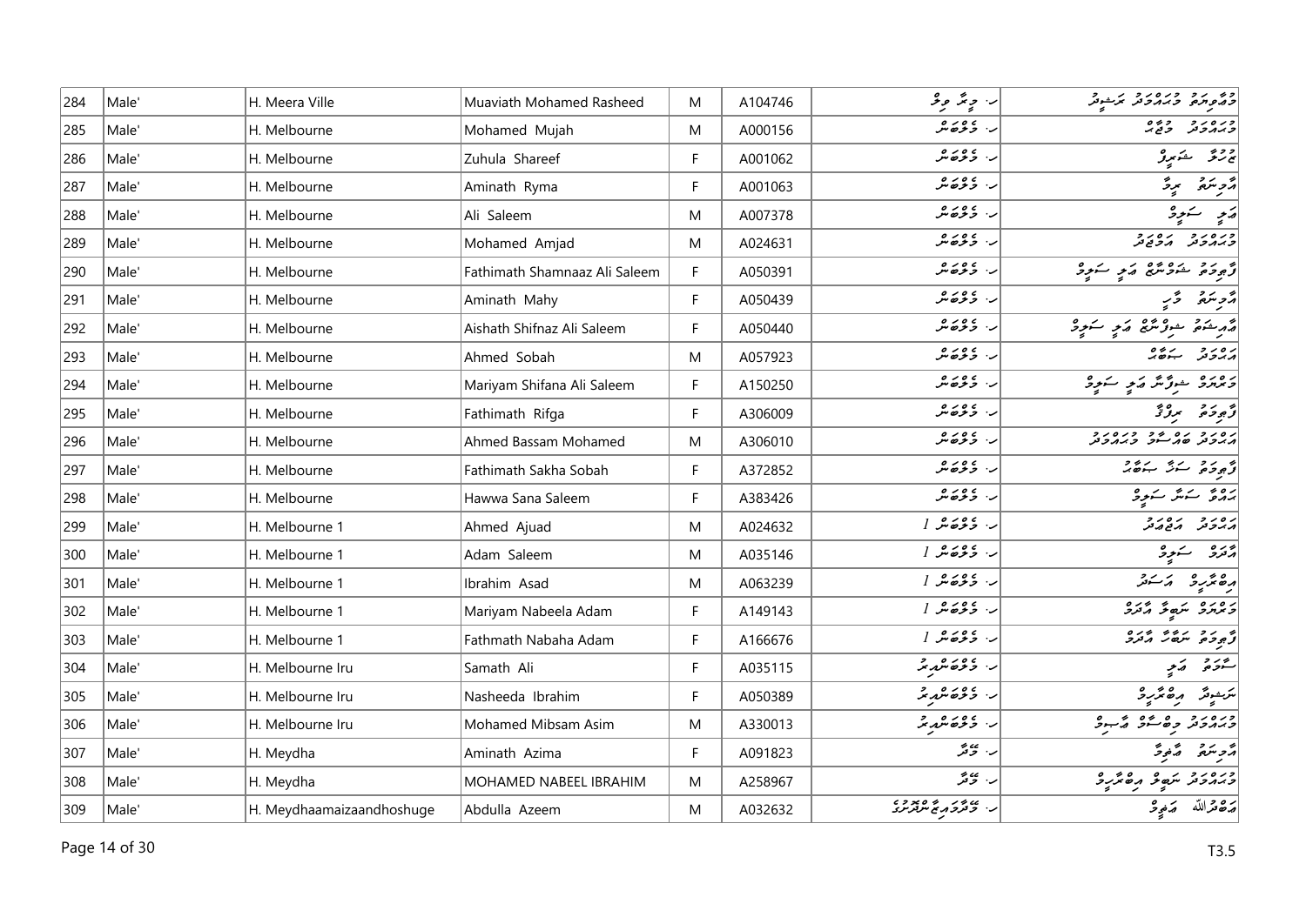| 284 | Male' | H. Meera Ville | Muaviath Mohamed Rasheed | M | A104746 | ހ. މީރާ ވިލާ | މުޢާވިޔަތު މުހައްމަދު ރަޝީދު |
|---|---|---|---|---|---|---|---|
| 285 | Male' | H. Melbourne | Mohamed Mujah | M | A000156 | ހ. މެލްބޯން | މުހައްމަދު މުޖާހް |
| 286 | Male' | H. Melbourne | Zuhula Shareef | F | A001062 | ހ. މެލްބޯން | ޒުހުލާ ޝަރީފް |
| 287 | Male' | H. Melbourne | Aminath Ryma | F | A001063 | ހ. މެލްބޯން | އާމިނަތު ރައިމާ |
| 288 | Male' | H. Melbourne | Ali Saleem | M | A007378 | ހ. މެލްބޯން | އަލީ ސަލީމް |
| 289 | Male' | H. Melbourne | Mohamed Amjad | M | A024631 | ހ. މެލްބޯން | މުހައްމަދު އަމްޖަދު |
| 290 | Male' | H. Melbourne | Fathimath Shamnaaz Ali Saleem | F | A050391 | ހ. މެލްބޯން | ފާތިމަތު ޝަމްނާޒް އަލީ ސަލީމް |
| 291 | Male' | H. Melbourne | Aminath Mahy | F | A050439 | ހ. މެލްބޯން | އާމިނަތު މާހީ |
| 292 | Male' | H. Melbourne | Aishath Shifnaz Ali Saleem | F | A050440 | ހ. މެލްބޯން | އައިޝަތު ޝިފްނާޒް އަލީ ސަލީމް |
| 293 | Male' | H. Melbourne | Ahmed Sobah | M | A057923 | ހ. މެލްބޯން | އަހްމަދު ސޮބާހް |
| 294 | Male' | H. Melbourne | Mariyam Shifana Ali Saleem | F | A150250 | ހ. މެލްބޯން | މަރިޔަމް ޝިފާނާ އަލީ ސަލީމް |
| 295 | Male' | H. Melbourne | Fathimath Rifga | F | A306009 | ހ. މެލްބޯން | ފާތިމަތު ރިފްގާ |
| 296 | Male' | H. Melbourne | Ahmed Bassam Mohamed | M | A306010 | ހ. މެލްބޯން | އަހްމަދު ބައްސާމް މުހައްމަދު |
| 297 | Male' | H. Melbourne | Fathimath Sakha Sobah | F | A372852 | ހ. މެލްބޯން | ފާތިމަތު ސަޚާ ސޮބާހް |
| 298 | Male' | H. Melbourne | Hawwa Sana Saleem | F | A383426 | ހ. މެލްބޯން | ހައްވާ ސަނާ ސަލީމް |
| 299 | Male' | H. Melbourne 1 | Ahmed Ajuad | M | A024632 | ހ. މެލްބޯން 1 | އަހްމަދު އަޖުވަދު |
| 300 | Male' | H. Melbourne 1 | Adam Saleem | M | A035146 | ހ. މެލްބޯން 1 | އާދަމް ސަލީމް |
| 301 | Male' | H. Melbourne 1 | Ibrahim Asad | M | A063239 | ހ. މެލްބޯން 1 | އިބްރާހީމް އަސަދު |
| 302 | Male' | H. Melbourne 1 | Mariyam Nabeela Adam | F | A149143 | ހ. މެލްބޯން 1 | މަރިޔަމް ނަބީލާ އާދަމް |
| 303 | Male' | H. Melbourne 1 | Fathmath Nabaha Adam | F | A166676 | ހ. މެލްބޯން 1 | ފާތިމަތު ނަބާހާ އާދަމް |
| 304 | Male' | H. Melbourne Iru | Samath Ali | F | A035115 | ހ. މެލްބޯންއިރު | ސަމަތު އަލީ |
| 305 | Male' | H. Melbourne Iru | Nasheeda Ibrahim | F | A050389 | ހ. މެލްބޯންއިރު | ނަޝީދާ އިބްރާހީމް |
| 306 | Male' | H. Melbourne Iru | Mohamed Mibsam Asim | M | A330013 | ހ. މެލްބޯންއިރު | މުހައްމަދު މިބްސާމް އާސިމް |
| 307 | Male' | H. Meydha | Aminath Azima | F | A091823 | ހ. މޭދާ | އާމިނަތު އާޒިމާ |
| 308 | Male' | H. Meydha | MOHAMED NABEEL IBRAHIM | M | A258967 | ހ. މޭދާ | މުހައްމަދު ނަބީލް އިބްރާހީމް |
| 309 | Male' | H. Meydhaamaizaandhoshuge | Abdulla Azeem | M | A032632 | ހ. މޭދާމައިޒާންދޮށުގެ | އަބްދުﷲ އަޒީމް |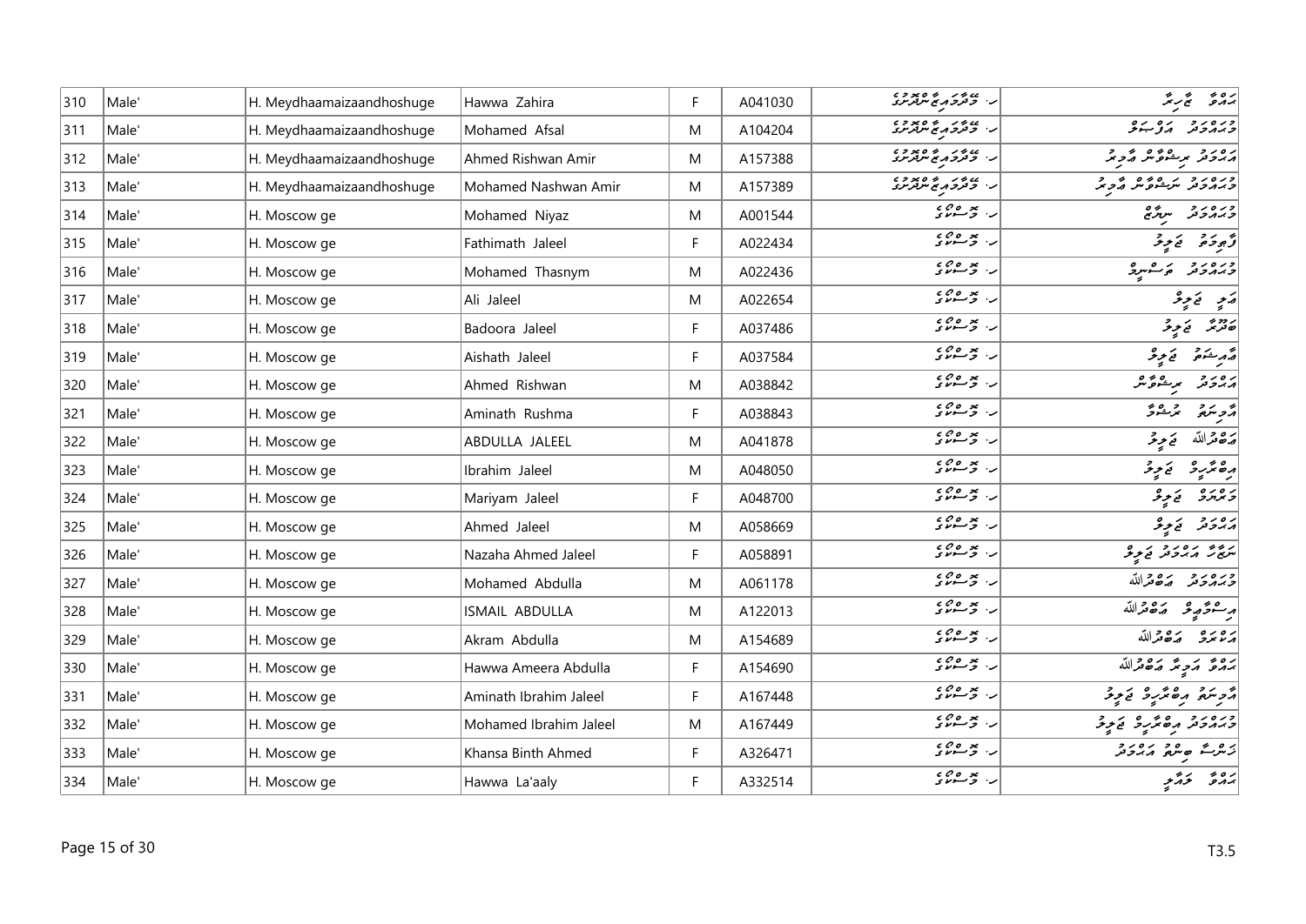| 310 | Male' | H. Meydhaamaizaandhoshuge | Hawwa Zahira | F | A041030 | ހ. މޭދާމައިޒާންދޯށުގެ | ހައްވާ ޒާހިރާ |
|---|---|---|---|---|---|---|---|
| 311 | Male' | H. Meydhaamaizaandhoshuge | Mohamed Afsal | M | A104204 | ހ. މޭދާމައިޒާންދޯށުގެ | މުޙައްމަދު އަފްސަލް |
| 312 | Male' | H. Meydhaamaizaandhoshuge | Ahmed Rishwan Amir | M | A157388 | ހ. މޭދާމައިޒާންދޯށުގެ | އަޙްމަދު ރިޝްވާން އާމިރު |
| 313 | Male' | H. Meydhaamaizaandhoshuge | Mohamed Nashwan Amir | M | A157389 | ހ. މޭދާމައިޒާންދޯށުގެ | މުޙައްމަދު ނަޝްވާން އާމިރު |
| 314 | Male' | H. Moscow ge | Mohamed Niyaz | M | A001544 | ހ. މޮސްކޯގެ | މުޙައްމަދު ނިޔާޒް |
| 315 | Male' | H. Moscow ge | Fathimath Jaleel | F | A022434 | ހ. މޮސްކޯގެ | ފާތިމަތު ޖަލީލް |
| 316 | Male' | H. Moscow ge | Mohamed Thasnym | M | A022436 | ހ. މޮސްކޯގެ | މުޙައްމަދު ތަސްނީމް |
| 317 | Male' | H. Moscow ge | Ali Jaleel | M | A022654 | ހ. މޮސްކޯގެ | އަލި ޖަލީލް |
| 318 | Male' | H. Moscow ge | Badoora Jaleel | F | A037486 | ހ. މޮސްކޯގެ | ބަދޫރާ ޖަލީލް |
| 319 | Male' | H. Moscow ge | Aishath Jaleel | F | A037584 | ހ. މޮސްކޯގެ | އާއިޝަތު ޖަލީލް |
| 320 | Male' | H. Moscow ge | Ahmed Rishwan | M | A038842 | ހ. މޮސްކޯގެ | އަޙްމަދު ރިޝްވާން |
| 321 | Male' | H. Moscow ge | Aminath Rushma | F | A038843 | ހ. މޮސްކޯގެ | އާމިނަތު ރުޝްމާ |
| 322 | Male' | H. Moscow ge | ABDULLA JALEEL | M | A041878 | ހ. މޮސްކޯގެ | އަބްދުﷲ ޖަލީލް |
| 323 | Male' | H. Moscow ge | Ibrahim Jaleel | M | A048050 | ހ. މޮސްކޯގެ | އިބްރާހިމް ޖަލީލް |
| 324 | Male' | H. Moscow ge | Mariyam Jaleel | F | A048700 | ހ. މޮސްކޯގެ | މަރިޔަމް ޖަލީލް |
| 325 | Male' | H. Moscow ge | Ahmed Jaleel | M | A058669 | ހ. މޮސްކޯގެ | އަޙްމަދު ޖަލީލް |
| 326 | Male' | H. Moscow ge | Nazaha Ahmed Jaleel | F | A058891 | ހ. މޮސްކޯގެ | ނަޒާހާ އަޙްމަދު ޖަލީލް |
| 327 | Male' | H. Moscow ge | Mohamed Abdulla | M | A061178 | ހ. މޮސްކޯގެ | މުޙައްމަދު އަބްދުﷲ |
| 328 | Male' | H. Moscow ge | ISMAIL ABDULLA | M | A122013 | ހ. މޮސްކޯގެ | އިސްމާޢީލް އަބްދުﷲ |
| 329 | Male' | H. Moscow ge | Akram Abdulla | M | A154689 | ހ. މޮސްކޯގެ | އަކްރަމް އަބްދުﷲ |
| 330 | Male' | H. Moscow ge | Hawwa Ameera Abdulla | F | A154690 | ހ. މޮސްކޯގެ | ހައްވާ އަމީރާ އަބްދުﷲ |
| 331 | Male' | H. Moscow ge | Aminath Ibrahim Jaleel | F | A167448 | ހ. މޮސްކޯގެ | އާމިނަތު އިބްރާހިމް ޖަލީލް |
| 332 | Male' | H. Moscow ge | Mohamed Ibrahim Jaleel | M | A167449 | ހ. މޮސްކޯގެ | މުޙައްމަދު އިބްރާހިމް ޖަލީލް |
| 333 | Male' | H. Moscow ge | Khansa Binth Ahmed | F | A326471 | ހ. މޮސްކޯގެ | ޚަންސާ ބިންތު އަޙްމަދު |
| 334 | Male' | H. Moscow ge | Hawwa La'aaly | F | A332514 | ހ. މޮސްކޯގެ | ހައްވާ ލައާލީ |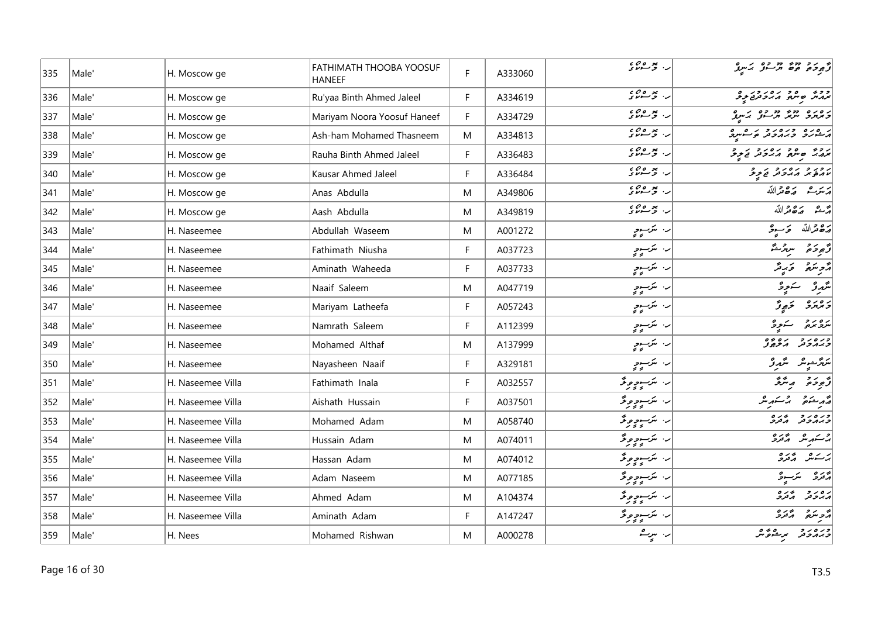| 335 | Male' | H. Moscow ge | FATHIMATH THOOBA YOOSUF HANEEF | F | A333060 | ހ. މޮސްކޯގެ | ފާތިމަތު ތޫބާ ޔޫސުފް ޙަނީފް |
|---|---|---|---|---|---|---|---|
| 336 | Male' | H. Moscow ge | Ru'yaa Binth Ahmed Jaleel | F | A334619 | ހ. މޮސްކޯގެ | ރުއުޔާ ބިންތު އަޙްމަދު ޖަލީލް |
| 337 | Male' | H. Moscow ge | Mariyam Noora Yoosuf Haneef | F | A334729 | ހ. މޮސްކޯގެ | މަރިޔަމް ނޫރާ ޔޫސުފް ޙަނީފް |
| 338 | Male' | H. Moscow ge | Ash-ham Mohamed Thasneem | M | A334813 | ހ. މޮސްކޯގެ | އަޝްހަމް މުޙައްމަދު ތަސްނީމް |
| 339 | Male' | H. Moscow ge | Rauha Binth Ahmed Jaleel | F | A336483 | ހ. މޮސްކޯގެ | ރައުޙާ ބިންތު އަޙްމަދު ޖަލީލް |
| 340 | Male' | H. Moscow ge | Kausar Ahmed Jaleel | F | A336484 | ހ. މޮސްކޯގެ | ކައުޘަރު އަޙްމަދު ޖަލީލް |
| 341 | Male' | H. Moscow ge | Anas Abdulla | M | A349806 | ހ. މޮސްކޯގެ | އަނަސް އަބްދުﷲ |
| 342 | Male' | H. Moscow ge | Aash Abdulla | M | A349819 | ހ. މޮސްކޯގެ | އާޝް އަބްދުﷲ |
| 343 | Male' | H. Naseemee | Abdullah Waseem | M | A001272 | ހ. ނަސީމީ | އަބްދުﷲ ވަސީމް |
| 344 | Male' | H. Naseemee | Fathimath Niusha | F | A037723 | ހ. ނަސީމީ | ފާތިމަތު ނިއުޝާ |
| 345 | Male' | H. Naseemee | Aminath Waheeda | F | A037733 | ހ. ނަސީމީ | އާމިނަތު ވަހީދާ |
| 346 | Male' | H. Naseemee | Naaif Saleem | M | A047719 | ހ. ނަސީމީ | ނާއިފް ސަލީމް |
| 347 | Male' | H. Naseemee | Mariyam Latheefa | F | A057243 | ހ. ނަސީމީ | މަރިޔަމް ލަތީފާ |
| 348 | Male' | H. Naseemee | Namrath Saleem | F | A112399 | ހ. ނަސީމީ | ނަމްރަތު ސަލީމް |
| 349 | Male' | H. Naseemee | Mohamed Althaf | M | A137999 | ހ. ނަސީމީ | މުޙައްމަދު އަލްތާފް |
| 350 | Male' | H. Naseemee | Nayasheen Naaif | F | A329181 | ހ. ނަސީމީ | ނަޔާޝީން ނާއިފް |
| 351 | Male' | H. Naseemee Villa | Fathimath Inala | F | A032557 | ހ. ނަސީމީވިލާ | ފާތިމަތު އިނާލާ |
| 352 | Male' | H. Naseemee Villa | Aishath Hussain | F | A037501 | ހ. ނަސީމީވިލާ | އާއިޝަތު ހުސައިން |
| 353 | Male' | H. Naseemee Villa | Mohamed Adam | M | A058740 | ހ. ނަސީމީވިލާ | މުޙައްމަދު އާދަމް |
| 354 | Male' | H. Naseemee Villa | Hussain Adam | M | A074011 | ހ. ނަސީމީވިލާ | ހުސައިން އާދަމް |
| 355 | Male' | H. Naseemee Villa | Hassan Adam | M | A074012 | ހ. ނަސީމީވިލާ | ހަސަން އާދަމް |
| 356 | Male' | H. Naseemee Villa | Adam Naseem | M | A077185 | ހ. ނަސީމީވިލާ | އާދަމް ނަސީމް |
| 357 | Male' | H. Naseemee Villa | Ahmed Adam | M | A104374 | ހ. ނަސީމީވިލާ | އަޙްމަދު އާދަމް |
| 358 | Male' | H. Naseemee Villa | Aminath Adam | F | A147247 | ހ. ނަސީމީވިލާ | އާމިނަތު އާދަމް |
| 359 | Male' | H. Nees | Mohamed Rishwan | M | A000278 | ހ. ނީސް | މުޙައްމަދު ރިޝްވާން |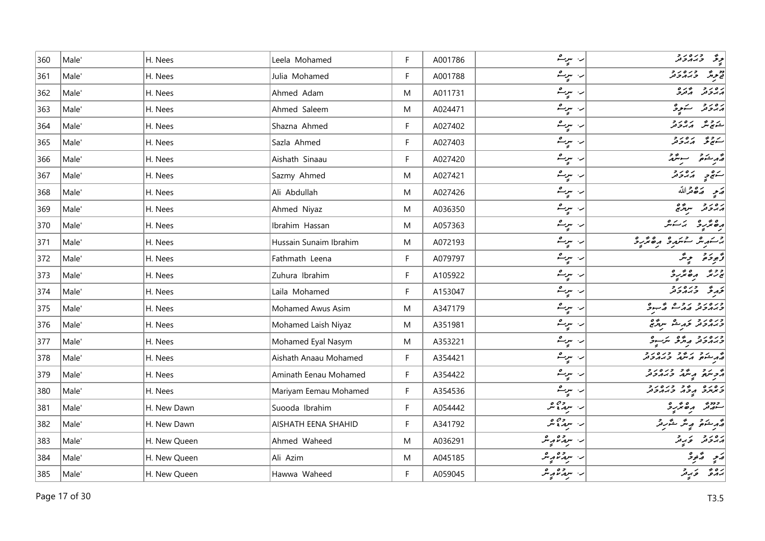| 360 | Male' | H. Nees | Leela Mohamed | F | A001786 | ހ. ނީސް | ލީލާ މުހައްމަދު |
|---|---|---|---|---|---|---|---|
| 361 | Male' | H. Nees | Julia Mohamed | F | A001788 | ހ. ނީސް | ޖޫލިއާ މުހައްމަދު |
| 362 | Male' | H. Nees | Ahmed Adam | M | A011731 | ހ. ނީސް | އަޙްމަދު އާދަމް |
| 363 | Male' | H. Nees | Ahmed Saleem | M | A024471 | ހ. ނީސް | އަޙްމަދު ސަލީމް |
| 364 | Male' | H. Nees | Shazna Ahmed | F | A027402 | ހ. ނީސް | ޝަޒްނާ އަޙްމަދު |
| 365 | Male' | H. Nees | Sazla Ahmed | F | A027403 | ހ. ނީސް | ސަޒްލާ އަޙްމަދު |
| 366 | Male' | H. Nees | Aishath Sinaau | F | A027420 | ހ. ނީސް | އާއިޝަތު ސިނާއު |
| 367 | Male' | H. Nees | Sazmy Ahmed | M | A027421 | ހ. ނީސް | ސަޒްމީ އަޙްމަދު |
| 368 | Male' | H. Nees | Ali Abdullah | M | A027426 | ހ. ނީސް | ޢަލީ ޢަބްދުﷲ |
| 369 | Male' | H. Nees | Ahmed Niyaz | M | A036350 | ހ. ނީސް | އަޙްމަދު ނިޔާޒް |
| 370 | Male' | H. Nees | Ibrahim Hassan | M | A057363 | ހ. ނީސް | އިބްރާހީމް ޙަސަން |
| 371 | Male' | H. Nees | Hussain Sunaim Ibrahim | M | A072193 | ހ. ނީސް | ޙުސައިން ސުނައިމް އިބްރާހީމް |
| 372 | Male' | H. Nees | Fathmath Leena | F | A079797 | ހ. ނީސް | ފާތިމަތު ލީނާ |
| 373 | Male' | H. Nees | Zuhura Ibrahim | F | A105922 | ހ. ނީސް | ޒުހުރާ އިބްރާހީމް |
| 374 | Male' | H. Nees | Laila Mohamed | F | A153047 | ހ. ނީސް | ލައިލާ މުހައްމަދު |
| 375 | Male' | H. Nees | Mohamed Awus Asim | M | A347179 | ހ. ނީސް | މުހައްމަދު އައުސް އާސިމް |
| 376 | Male' | H. Nees | Mohamed Laish Niyaz | M | A351981 | ހ. ނީސް | މުހައްމަދު ލައިޝް ނިޔާޒް |
| 377 | Male' | H. Nees | Mohamed Eyal Nasym | M | A353221 | ހ. ނީސް | މުހައްމަދު އިޔާލް ނަސީމް |
| 378 | Male' | H. Nees | Aishath Anaau Mohamed | F | A354421 | ހ. ނީސް | އާއިޝަތު އަނާއު މުހައްމަދު |
| 379 | Male' | H. Nees | Aminath Eenau Mohamed | F | A354422 | ހ. ނީސް | އާމިނަތު އީނާއު މުހައްމަދު |
| 380 | Male' | H. Nees | Mariyam Eemau Mohamed | F | A354536 | ހ. ނީސް | މަރިޔަމް އީމާއު މުހައްމަދު |
| 381 | Male' | H. New Dawn | Suooda Ibrahim | F | A054442 | ހ. ނިއުޑޯން | ސުޢޫދާ އިބްރާހީމް |
| 382 | Male' | H. New Dawn | AISHATH EENA SHAHID | F | A341792 | ހ. ނިއުޑޯން | އާއިޝަތު އީނާ ޝާހިދު |
| 383 | Male' | H. New Queen | Ahmed Waheed | M | A036291 | ހ. ނިއުކުއީން | އަޙްމަދު ވަޙީދު |
| 384 | Male' | H. New Queen | Ali Azim | M | A045185 | ހ. ނިއުކުއީން | ޢަލީ އާޒިމް |
| 385 | Male' | H. New Queen | Hawwa Waheed | F | A059045 | ހ. ނިއުކުއީން | ޙައްވާ ވަޙީދު |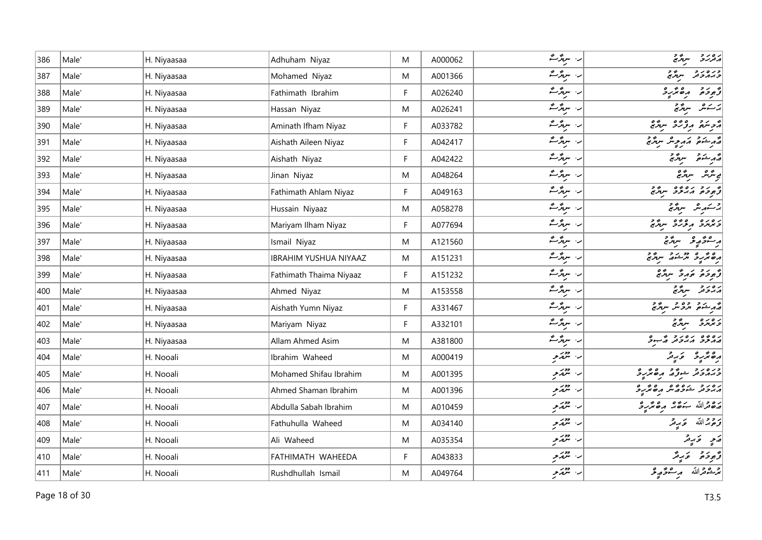| 386 | Male' | H. Niyaasaa | Adhuham Niyaz | M | A000062 | ހ. ނިޔާސާ | އަދުހަމް ނިޔާޒް |
|---|---|---|---|---|---|---|---|
| 387 | Male' | H. Niyaasaa | Mohamed Niyaz | M | A001366 | ހ. ނިޔާސާ | މުހައްމަދު ނިޔާޒް |
| 388 | Male' | H. Niyaasaa | Fathimath Ibrahim | F | A026240 | ހ. ނިޔާސާ | ފާތިމަތު އިބްރާހީމް |
| 389 | Male' | H. Niyaasaa | Hassan Niyaz | M | A026241 | ހ. ނިޔާސާ | ހަސަން ނިޔާޒް |
| 390 | Male' | H. Niyaasaa | Aminath Ifham Niyaz | F | A033782 | ހ. ނިޔާސާ | އާމިނަތު އިފްހާމް ނިޔާޒް |
| 391 | Male' | H. Niyaasaa | Aishath Aileen Niyaz | F | A042417 | ހ. ނިޔާސާ | އާއިޝަތު އައިލީން ނިޔާޒް |
| 392 | Male' | H. Niyaasaa | Aishath Niyaz | F | A042422 | ހ. ނިޔާސާ | އާއިޝަތު ނިޔާޒް |
| 393 | Male' | H. Niyaasaa | Jinan Niyaz | M | A048264 | ހ. ނިޔާސާ | ޖިނާން ނިޔާޒް |
| 394 | Male' | H. Niyaasaa | Fathimath Ahlam Niyaz | F | A049163 | ހ. ނިޔާސާ | ފާތިމަތު އަހުލާމް ނިޔާޒް |
| 395 | Male' | H. Niyaasaa | Hussain Niyaaz | M | A058278 | ހ. ނިޔާސާ | ހުސައިން ނިޔާޒް |
| 396 | Male' | H. Niyaasaa | Mariyam Ilham Niyaz | F | A077694 | ހ. ނިޔާސާ | މަރިޔަމް އިލްހާމް ނިޔާޒް |
| 397 | Male' | H. Niyaasaa | Ismail Niyaz | M | A121560 | ހ. ނިޔާސާ | އިސްމާޢީލް ނިޔާޒް |
| 398 | Male' | H. Niyaasaa | IBRAHIM YUSHUA NIYAAZ | M | A151231 | ހ. ނިޔާސާ | އިބްރާހީމް ޔޫޝައު ނިޔާޒް |
| 399 | Male' | H. Niyaasaa | Fathimath Thaima Niyaaz | F | A151232 | ހ. ނިޔާސާ | ފާތިމަތު ތައިމާ ނިޔާޒް |
| 400 | Male' | H. Niyaasaa | Ahmed Niyaz | M | A153558 | ހ. ނިޔާސާ | އަހުމަދު ނިޔާޒް |
| 401 | Male' | H. Niyaasaa | Aishath Yumn Niyaz | F | A331467 | ހ. ނިޔާސާ | އާއިޝަތު ޔުމްން ނިޔާޒް |
| 402 | Male' | H. Niyaasaa | Mariyam Niyaz | F | A332101 | ހ. ނިޔާސާ | މަރިޔަމް ނިޔާޒް |
| 403 | Male' | H. Niyaasaa | Allam Ahmed Asim | M | A381800 | ހ. ނިޔާސާ | އައްލާމް އަހުމަދު އާސިމް |
| 404 | Male' | H. Nooali | Ibrahim Waheed | M | A000419 | ހ. ނޫއަލި | އިބްރާހީމް ވަހީދު |
| 405 | Male' | H. Nooali | Mohamed Shifau Ibrahim | M | A001395 | ހ. ނޫއަލި | މުހައްމަދު ޝިފާއު އިބްރާހީމް |
| 406 | Male' | H. Nooali | Ahmed Shaman Ibrahim | M | A001396 | ހ. ނޫއަލި | އަހުމަދު ޝަމްޢާން އިބްރާހީމް |
| 407 | Male' | H. Nooali | Abdulla Sabah Ibrahim | M | A010459 | ހ. ނޫއަލި | އަބްދުﷲ ސަބާހް އިބްރާހީމް |
| 408 | Male' | H. Nooali | Fathuhulla Waheed | M | A034140 | ހ. ނޫއަލި | ފަތުހުﷲ ވަހީދު |
| 409 | Male' | H. Nooali | Ali Waheed | M | A035354 | ހ. ނޫއަލި | އަލި ވަހީދު |
| 410 | Male' | H. Nooali | FATHIMATH WAHEEDA | F | A043833 | ހ. ނޫއަލި | ފާތިމަތު ވަހީދާ |
| 411 | Male' | H. Nooali | Rushdhullah Ismail | M | A049764 | ހ. ނޫއަލި | ރުޝްދުﷲ އިސްމާޢީލް |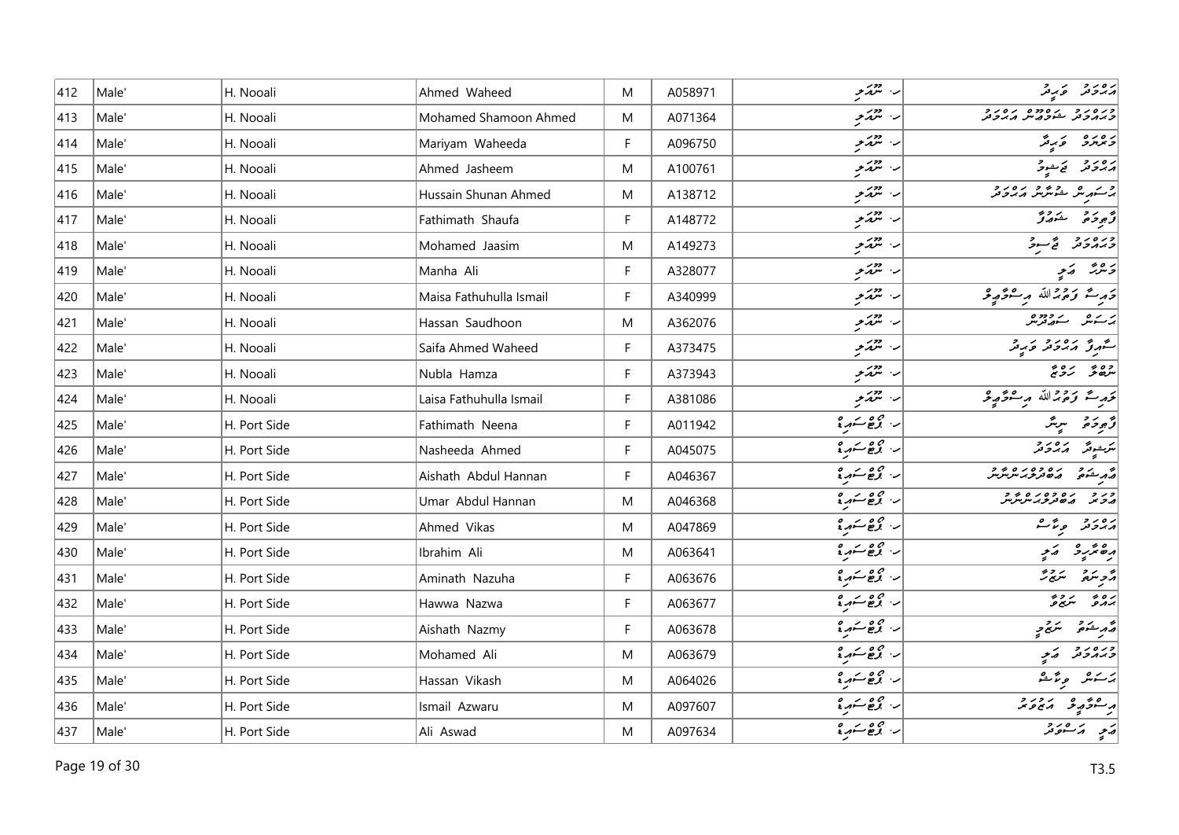| 412 | Male' | H. Nooali | Ahmed Waheed | M | A058971 | ر. ننھر | ﺃﺣﻤﺪ ﻭﺣﻴﺪ |
|---|---|---|---|---|---|---|---|
| 413 | Male' | H. Nooali | Mohamed Shamoon Ahmed | M | A071364 | ر. ننھر | ﻣﺤﻤﺪ ﺷﻤﻮﻥ ﺃﺣﻤﺪ |
| 414 | Male' | H. Nooali | Mariyam Waheeda | F | A096750 | ر. ننھر | ﻣﺮﻳﻢ ﻭﺣﻴﺪﺓ |
| 415 | Male' | H. Nooali | Ahmed Jasheem | M | A100761 | ر. ننھر | ﺃﺣﻤﺪ ﺟﺸﻴﻢ |
| 416 | Male' | H. Nooali | Hussain Shunan Ahmed | M | A138712 | ر. ننھر | ﺣﺴﻴﻦ ﺷﻨﺎﻥ ﺃﺣﻤﺪ |
| 417 | Male' | H. Nooali | Fathimath Shaufa | F | A148772 | ر. ننھر | ﻓﺎﻃﻤﺔ ﺷﻌﻔﺎ |
| 418 | Male' | H. Nooali | Mohamed Jaasim | M | A149273 | ر. ننھر | ﻣﺤﻤﺪ ﺟﺎﺳﻢ |
| 419 | Male' | H. Nooali | Manha Ali | F | A328077 | ر. ننھر | ﻣﻨﻬﺎ ﻋﻠﻲ |
| 420 | Male' | H. Nooali | Maisa Fathuhulla Ismail | F | A340999 | ر. ننھر | ﻣﻴﺴﺎ ﻓﺘﺢ ﺍﻟﻠﻪ ﺇﺳﻤﺎﻋﻴﻞ |
| 421 | Male' | H. Nooali | Hassan Saudhoon | M | A362076 | ر. ننھر | ﺣﺴﻦ ﺳﻌﺪﻭﻥ |
| 422 | Male' | H. Nooali | Saifa Ahmed Waheed | F | A373475 | ر. ننھر | ﺳﻴﻔﺎ ﺃﺣﻤﺪ ﻭﺣﻴﺪ |
| 423 | Male' | H. Nooali | Nubla Hamza | F | A373943 | ر. ننھر | ﻧﺒﻼ ﺣﻤﺰﺓ |
| 424 | Male' | H. Nooali | Laisa Fathuhulla Ismail | F | A381086 | ر. ننھر | ﻟﻴﺴﺎ ﻓﺘﺢ ﺍﻟﻠﻪ ﺇﺳﻤﺎﻋﻴﻞ |
| 425 | Male' | H. Port Side | Fathimath Neena | F | A011942 | ر. پورٹ سائڈ | ﻓﺎﻃﻤﺔ ﻧﻴﻨﺎ |
| 426 | Male' | H. Port Side | Nasheeda Ahmed | F | A045075 | ر. پورٹ سائڈ | ﻧﺸﻴﺪﺓ ﺃﺣﻤﺪ |
| 427 | Male' | H. Port Side | Aishath Abdul Hannan | F | A046367 | ر. پورٹ سائڈ | ﻋﺎﺋﺸﺔ ﻋﺒﺪﺍﻟﺤﻨﺎﻥ |
| 428 | Male' | H. Port Side | Umar Abdul Hannan | M | A046368 | ر. پورٹ سائڈ | ﻋﻤﺮ ﻋﺒﺪﺍﻟﺤﻨﺎﻥ |
| 429 | Male' | H. Port Side | Ahmed Vikas | M | A047869 | ر. پورٹ سائڈ | ﺃﺣﻤﺪ ﻭﻳﻜﺎﺱ |
| 430 | Male' | H. Port Side | Ibrahim Ali | M | A063641 | ر. پورٹ سائڈ | ﺇﺑﺮﺍﻫﻴﻢ ﻋﻠﻲ |
| 431 | Male' | H. Port Side | Aminath Nazuha | F | A063676 | ر. پورٹ سائڈ | ﺁﻣﻨﺔ ﻧﺰﻫﺔ |
| 432 | Male' | H. Port Side | Hawwa Nazwa | F | A063677 | ر. پورٹ سائڈ | ﺣﻮﺍﺀ ﻧﺰﻭﻯ |
| 433 | Male' | H. Port Side | Aishath Nazmy | F | A063678 | ر. پورٹ سائڈ | ﻋﺎﺋﺸﺔ ﻧﻈﻤﻲ |
| 434 | Male' | H. Port Side | Mohamed Ali | M | A063679 | ر. پورٹ سائڈ | ﻣﺤﻤﺪ ﻋﻠﻲ |
| 435 | Male' | H. Port Side | Hassan Vikash | M | A064026 | ر. پورٹ سائڈ | ﺣﺴﻦ ﻭﻳﻜﺎﺵ |
| 436 | Male' | H. Port Side | Ismail Azwaru | M | A097607 | ر. پورٹ سائڈ | ﺇﺳﻤﺎﻋﻴﻞ ﺃﺯﻭﺭ |
| 437 | Male' | H. Port Side | Ali Aswad | M | A097634 | ر. پورٹ سائڈ | ﻋﻠﻲ ﺃﺳﻮﺩ |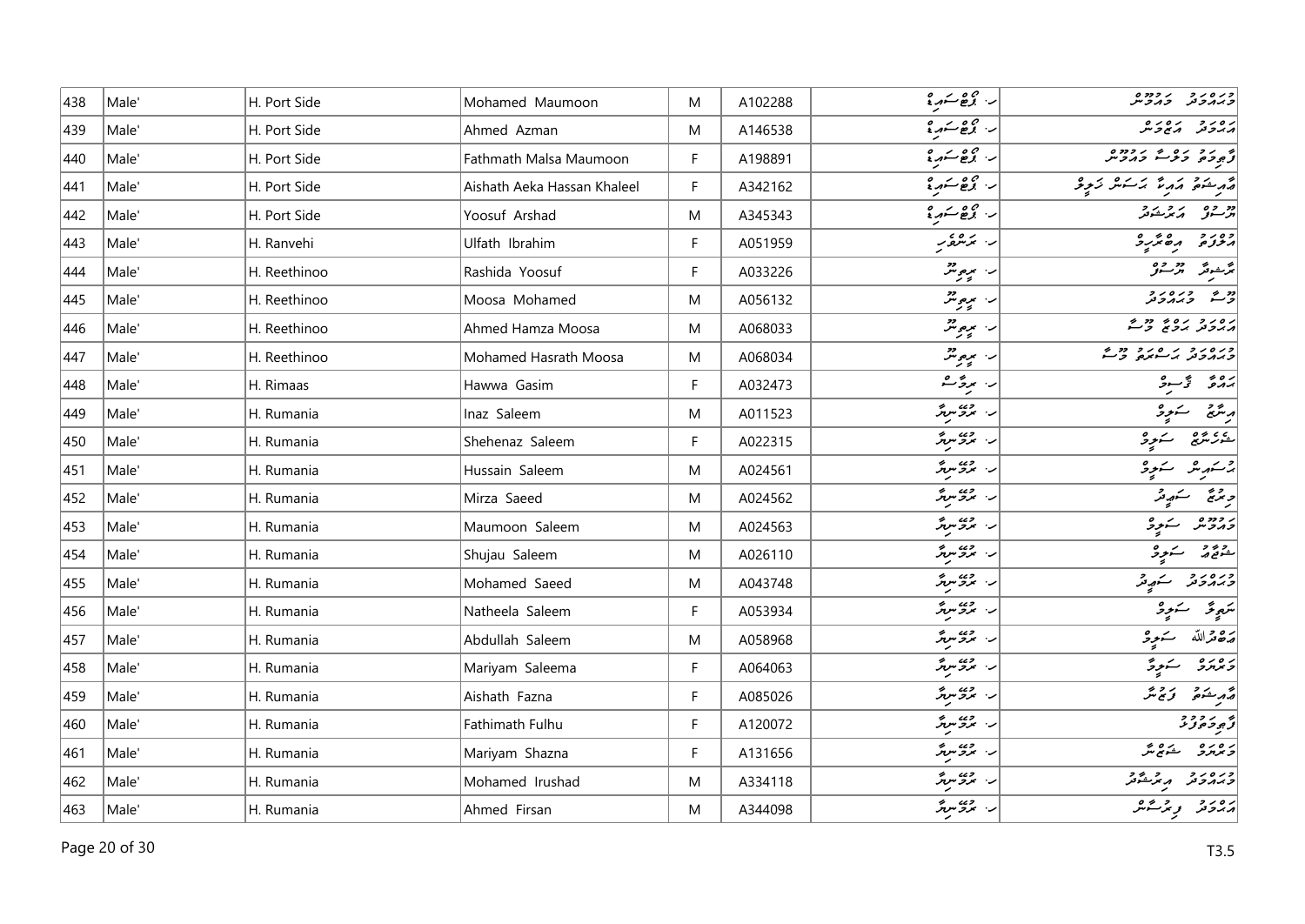| 438 | Male' | H. Port Side | Mohamed Maumoon | M | A102288 | ر. پۯޓް ސައިޑް | محمد مأمون |
|---|---|---|---|---|---|---|---|
| 439 | Male' | H. Port Side | Ahmed Azman | M | A146538 | ر. پۯޓް ސައިޑް | أحمد أزمان |
| 440 | Male' | H. Port Side | Fathmath Malsa Maumoon | F | A198891 | ر. پۯޓް ސައިޑް | ފާތިމަތު މަލްސާ މައުމޫން |
| 441 | Male' | H. Port Side | Aishath Aeka Hassan Khaleel | F | A342162 | ر. پۯޓް ސައިޑް | އާއިޝަތު އައިކާ ހަސަން ޚަލީލް |
| 442 | Male' | H. Port Side | Yoosuf Arshad | M | A345343 | ر. پۯޓް ސައިޑް | ޔޫސުފް އަރުޝަދު |
| 443 | Male' | H. Ranvehi | Ulfath Ibrahim | F | A051959 | ހ. ރަންވެހި | އުލްފަތު އިބްރާހީމް |
| 444 | Male' | H. Reethinoo | Rashida Yoosuf | F | A033226 | ހ. ރީތިނޫ | ރާޝިދާ ޔޫސުފް |
| 445 | Male' | H. Reethinoo | Moosa Mohamed | M | A056132 | ހ. ރީތިނޫ | މޫސާ މުހައްމަދު |
| 446 | Male' | H. Reethinoo | Ahmed Hamza Moosa | M | A068033 | ހ. ރީތިނޫ | އަޙްމަދު ހަމްޒާ މޫސާ |
| 447 | Male' | H. Reethinoo | Mohamed Hasrath Moosa | M | A068034 | ހ. ރީތިނޫ | މުހައްމަދު ހަސްރަތު މޫސާ |
| 448 | Male' | H. Rimaas | Hawwa Gasim | F | A032473 | ހ. ރިމާސް | ހައްވާ ޤާސިމް |
| 449 | Male' | H. Rumania | Inaz Saleem | M | A011523 | ހ. ރުމޭނިއާ | އިނާޒް ސަލީމް |
| 450 | Male' | H. Rumania | Shehenaz Saleem | F | A022315 | ހ. ރުމޭނިއާ | ޝެހެނާޒް ސަލީމް |
| 451 | Male' | H. Rumania | Hussain Saleem | M | A024561 | ހ. ރުމޭނިއާ | ޙުސައިން ސަލީމް |
| 452 | Male' | H. Rumania | Mirza Saeed | M | A024562 | ހ. ރުމޭނިއާ | މިރުޒާ ސައީދު |
| 453 | Male' | H. Rumania | Maumoon Saleem | M | A024563 | ހ. ރުމޭނިއާ | މައުމޫން ސަލީމް |
| 454 | Male' | H. Rumania | Shujau Saleem | M | A026110 | ހ. ރުމޭނިއާ | ޝުޖާޢު ސަލީމް |
| 455 | Male' | H. Rumania | Mohamed Saeed | M | A043748 | ހ. ރުމޭނިއާ | މުހައްމަދު ސައީދު |
| 456 | Male' | H. Rumania | Natheela Saleem | F | A053934 | ހ. ރުމޭނިއާ | ނަތީލާ ސަލީމް |
| 457 | Male' | H. Rumania | Abdullah Saleem | M | A058968 | ހ. ރުމޭނިއާ | އަބްދުﷲ ސަލީމް |
| 458 | Male' | H. Rumania | Mariyam Saleema | F | A064063 | ހ. ރުމޭނިއާ | މަރިޔަމް ސަލީމާ |
| 459 | Male' | H. Rumania | Aishath Fazna | F | A085026 | ހ. ރުމޭނިއާ | އާއިޝަތު ފަޒްނާ |
| 460 | Male' | H. Rumania | Fathimath Fulhu | F | A120072 | ހ. ރުމޭނިއާ | ފާތިމަތުފުޅު |
| 461 | Male' | H. Rumania | Mariyam Shazna | F | A131656 | ހ. ރުމޭނިއާ | މަރިޔަމް ޝަޒްނާ |
| 462 | Male' | H. Rumania | Mohamed Irushad | M | A334118 | ހ. ރުމޭނިއާ | މުހައްމަދު އިރުޝާދު |
| 463 | Male' | H. Rumania | Ahmed Firsan | M | A344098 | ހ. ރުމޭނިއާ | އަޙްމަދު ފިރުސާން |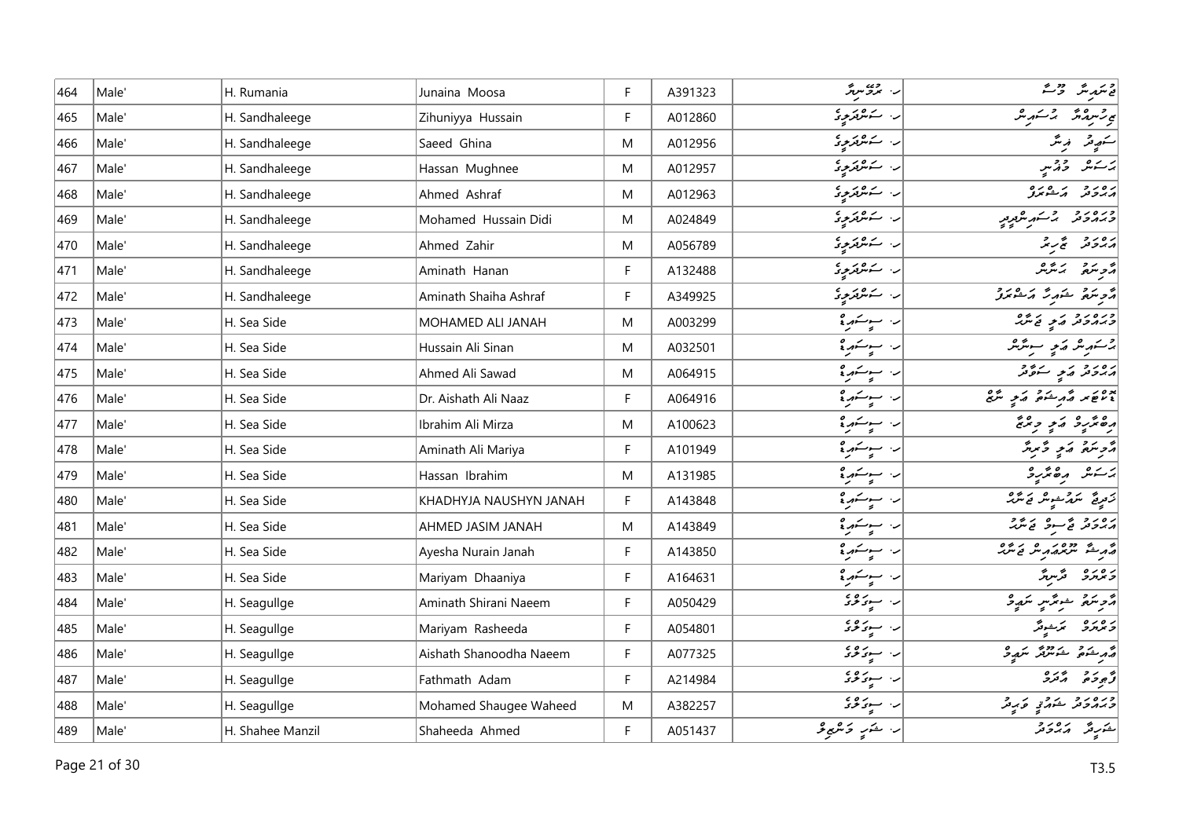| 464 | Male' | H. Rumania | Junaina Moosa | F | A391323 | ހ. ރުމާނިޔާ | ޖުނައިނާ މޫސާ |
|---|---|---|---|---|---|---|---|
| 465 | Male' | H. Sandhaleege | Zihuniyya Hussain | F | A012860 | ހ. ސަންދަލީގެ | ޒިހުނިއްޔާ ޙުސައިން |
| 466 | Male' | H. Sandhaleege | Saeed Ghina | M | A012956 | ހ. ސަންދަލީގެ | ސަޢީދު ޣިނާ |
| 467 | Male' | H. Sandhaleege | Hassan Mughnee | M | A012957 | ހ. ސަންދަލީގެ | ޙަސަން މުޣްނީ |
| 468 | Male' | H. Sandhaleege | Ahmed Ashraf | M | A012963 | ހ. ސަންދަލީގެ | އަޙްމަދު އަޝްރަފް |
| 469 | Male' | H. Sandhaleege | Mohamed Hussain Didi | M | A024849 | ހ. ސަންދަލީގެ | މުޙައްމަދު ޙުސައިންދީދީ |
| 470 | Male' | H. Sandhaleege | Ahmed Zahir | M | A056789 | ހ. ސަންދަލީގެ | އަޙްމަދު ޒާހިރު |
| 471 | Male' | H. Sandhaleege | Aminath Hanan | F | A132488 | ހ. ސަންދަލީގެ | އާމިނަތު ޙަނާން |
| 472 | Male' | H. Sandhaleege | Aminath Shaiha Ashraf | F | A349925 | ހ. ސަންދަލީގެ | އާމިނަތު ޝައިހާ އަޝްރަފް |
| 473 | Male' | H. Sea Side | MOHAMED ALI JANAH | M | A003299 | ހ. ސީސައިޑް | މުޙައްމަދު ޢަލީ ޖަނާޙް |
| 474 | Male' | H. Sea Side | Hussain Ali Sinan | M | A032501 | ހ. ސީސައިޑް | ޙުސައިން ޢަލީ ސިނާން |
| 475 | Male' | H. Sea Side | Ahmed Ali Sawad | M | A064915 | ހ. ސީސައިޑް | އަޙްމަދު ޢަލީ ސަވާދު |
| 476 | Male' | H. Sea Side | Dr. Aishath Ali Naaz | F | A064916 | ހ. ސީސައިޑް | ޑޮކްޓަރ ޢާއިޝަތު ޢަލީ ނާޒް |
| 477 | Male' | H. Sea Side | Ibrahim Ali Mirza | M | A100623 | ހ. ސީސައިޑް | އިބްރާހީމް ޢަލީ މިރްޒާ |
| 478 | Male' | H. Sea Side | Aminath Ali Mariya | F | A101949 | ހ. ސީސައިޑް | އާމިނަތު ޢަލީ މާރިޔާ |
| 479 | Male' | H. Sea Side | Hassan Ibrahim | M | A131985 | ހ. ސީސައިޑް | ޙަސަން އިބްރާހީމް |
| 480 | Male' | H. Sea Side | KHADHYJA NAUSHYN JANAH | F | A143848 | ހ. ސީސައިޑް | ޚަދީޖާ ނައުޝީން ޖަނާޙް |
| 481 | Male' | H. Sea Side | AHMED JASIM JANAH | M | A143849 | ހ. ސީސައިޑް | އަޙްމަދު ޖާސިމް ޖަނާޙް |
| 482 | Male' | H. Sea Side | Ayesha Nurain Janah | F | A143850 | ހ. ސީސައިޑް | ޢާއިޝާ ނޫރުޢައިން ޖަނާޙް |
| 483 | Male' | H. Sea Side | Mariyam Dhaaniya | F | A164631 | ހ. ސީސައިޑް | މަރިޔަމް ދާނިޔާ |
| 484 | Male' | H. Seagullge | Aminath Shirani Naeem | F | A050429 | ހ. ސީގަލްގެ | އާމިނަތު ޝިރާނީ ނަޢީމް |
| 485 | Male' | H. Seagullge | Mariyam Rasheeda | F | A054801 | ހ. ސީގަލްގެ | މަރިޔަމް ރަޝީދާ |
| 486 | Male' | H. Seagullge | Aishath Shanoodha Naeem | F | A077325 | ހ. ސީގަލްގެ | ޢާއިޝަތު ޝަނޫދާ ނަޢީމް |
| 487 | Male' | H. Seagullge | Fathmath Adam | F | A214984 | ހ. ސީގަލްގެ | ފާތިމަތު އާދަމް |
| 488 | Male' | H. Seagullge | Mohamed Shaugee Waheed | M | A382257 | ހ. ސީގަލްގެ | މުޙައްމަދު ޝައުގީ ވަޙީދު |
| 489 | Male' | H. Shahee Manzil | Shaheeda Ahmed | F | A051437 | ހ. ޝަހީ މަންޒިލް | ޝަހީދާ އަޙްމަދު |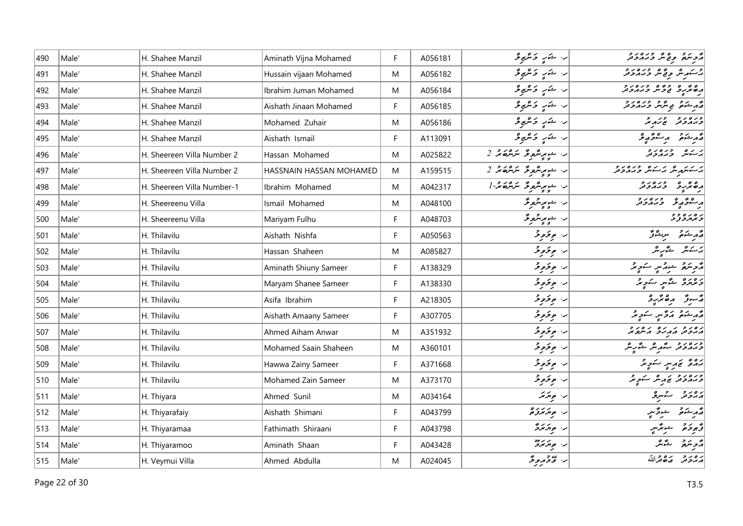| 490 | Male' | H. Shahee Manzil | Aminath Vijna Mohamed | F | A056181 | ހ. ޝަހީ މަންޒިލް | އާމިނަތު ވިޖުނާ މުހައްމަދު |
|---|---|---|---|---|---|---|---|
| 491 | Male' | H. Shahee Manzil | Hussain vijaan Mohamed | M | A056182 | ހ. ޝަހީ މަންޒިލް | ހުސައިން ވިޖާން މުހައްމަދު |
| 492 | Male' | H. Shahee Manzil | Ibrahim Juman Mohamed | M | A056184 | ހ. ޝަހީ މަންޒިލް | އިބްރާހީމް ޖުމާން މުހައްމަދު |
| 493 | Male' | H. Shahee Manzil | Aishath Jinaan Mohamed | F | A056185 | ހ. ޝަހީ މަންޒިލް | އާއިޝަތު ޖިނާން މުހައްމަދު |
| 494 | Male' | H. Shahee Manzil | Mohamed Zuhair | M | A056186 | ހ. ޝަހީ މަންޒިލް | މުހައްމަދު ޒުހައިރު |
| 495 | Male' | H. Shahee Manzil | Aishath Ismail | F | A113091 | ހ. ޝަހީ މަންޒިލް | އާއިޝަތު އިސްމާއިލް |
| 496 | Male' | H. Sheereen Villa Number 2 | Hassan Mohamed | M | A025822 | ހ. ޝީރީންވިލާ ނަންބަރު 2 | ހަސަން މުހައްމަދު |
| 497 | Male' | H. Sheereen Villa Number 2 | HASSNAIN HASSAN MOHAMED | M | A159515 | ހ. ޝީރީންވިލާ ނަންބަރު 2 | ހަސްނައިން ހަސަން މުހައްމަދު |
| 498 | Male' | H. Sheereen Villa Number-1 | Ibrahim Mohamed | M | A042317 | ހ. ޝީރީންވިލާ ނަންބަރު-1 | އިބްރާހީމް މުހައްމަދު |
| 499 | Male' | H. Sheereenu Villa | Ismail Mohamed | M | A048100 | ހ. ޝީރީނުވިލާ | އިސްމާއިލް މުހައްމަދު |
| 500 | Male' | H. Sheereenu Villa | Mariyam Fulhu | F | A048703 | ހ. ޝީރީނުވިލާ | މަރިޔަމްފުޅު |
| 501 | Male' | H. Thilavilu | Aishath Nishfa | F | A050563 | ހ. ތިލަވިލު | އާއިޝަތު ނިޝްފާ |
| 502 | Male' | H. Thilavilu | Hassan Shaheen | M | A085827 | ހ. ތިލަވިލު | ހަސަން ޝާހީން |
| 503 | Male' | H. Thilavilu | Aminath Shiuny Sameer | F | A138329 | ހ. ތިލަވިލު | އާމިނަތު ޝިއުނީ ސަމީރު |
| 504 | Male' | H. Thilavilu | Maryam Shanee Sameer | F | A138330 | ހ. ތިލަވިލު | މަރްޔަމް ޝާނީ ސަމީރު |
| 505 | Male' | H. Thilavilu | Asifa Ibrahim | F | A218305 | ހ. ތިލަވިލު | އާސިފާ އިބްރާހީމް |
| 506 | Male' | H. Thilavilu | Aishath Amaany Sameer | F | A307705 | ހ. ތިލަވިލު | އާއިޝަތު އަމާނީ ސަމީރު |
| 507 | Male' | H. Thilavilu | Ahmed Aiham Anwar | M | A351932 | ހ. ތިލަވިލު | އަހުމަދު އައިހަމް އަންވަރު |
| 508 | Male' | H. Thilavilu | Mohamed Saain Shaheen | M | A360101 | ހ. ތިލަވިލު | މުހައްމަދު ސާއިން ޝާހީން |
| 509 | Male' | H. Thilavilu | Hawwa Zainy Sameer | F | A371668 | ހ. ތިލަވިލު | ހައްވާ ޒައިނީ ސަމީރު |
| 510 | Male' | H. Thilavilu | Mohamed Zain Sameer | M | A373170 | ހ. ތިލަވިލު | މުހައްމަދު ޒައިން ސަމީރު |
| 511 | Male' | H. Thiyara | Ahmed Sunil | M | A034164 | ހ. ތިޔަރަ | އަހުމަދު ސުނިލް |
| 512 | Male' | H. Thiyarafaiy | Aishath Shimani | F | A043799 | ހ. ތިޔަރަފައި | އާއިޝަތު ޝިމާނީ |
| 513 | Male' | H. Thiyaramaa | Fathimath Shiraani | F | A043798 | ހ. ތިޔަރަމާ | ފާތިމަތު ޝިރާނީ |
| 514 | Male' | H. Thiyaramoo | Aminath Shaan | F | A043428 | ހ. ތިޔަރަމޫ | އާމިނަތު ޝާން |
| 515 | Male' | H. Veymui Villa | Ahmed Abdulla | M | A024045 | ހ. ވޭމުއިވިލާ | އަހުމަދު އަބްދުﷲ |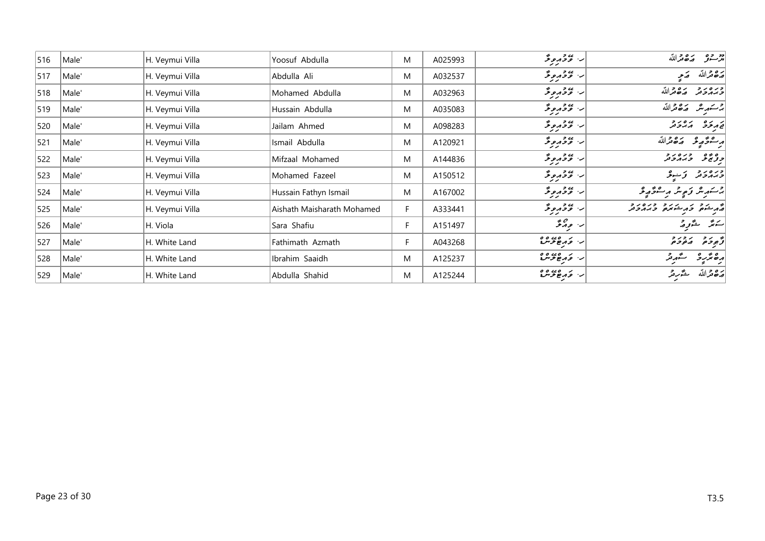| 516 | Male' | H. Veymui Villa | Yoosuf Abdulla | M | A025993 | ر. ۋۇمەۋ | ﺩﺰﺴﻮ ﻪﺼﺪاللّٰہ |
|---|---|---|---|---|---|---|---|
| 517 | Male' | H. Veymui Villa | Abdulla Ali | M | A032537 | ر. ۋۇمەۋ | ﻪﺼﺪاللّٰہ ﻪﺣ |
| 518 | Male' | H. Veymui Villa | Mohamed Abdulla | M | A032963 | ر. ۋۇمەۋ | ﻭﺭﻩﺭﺩ ﻪﺼﺪاللّٰہ |
| 519 | Male' | H. Veymui Villa | Hussain Abdulla | M | A035083 | ر. ۋۇمەۋ | ﺭﺴﻤﺭﺶ ﻪﺼﺪاللّٰہ |
| 520 | Male' | H. Veymui Villa | Jailam Ahmed | M | A098283 | ر. ۋۇمەۋ | ﻏﻤﺭﺆ ﻪﺭﺩﺪ |
| 521 | Male' | H. Veymui Villa | Ismail Abdulla | M | A120921 | ر. ۋۇمەۋ | ﻪﺴﺆﻤﺭﻮ ﻪﺼﺪاللّٰہ |
| 522 | Male' | H. Veymui Villa | Mifzaal Mohamed | M | A144836 | ر. ۋۇمەۋ | ﺣﻮﻳﻮ ﻭﺭﻩﺭﺩ |
| 523 | Male' | H. Veymui Villa | Mohamed Fazeel | M | A150512 | ر. ۋۇمەۋ | ﻭﺭﻩﺭﺩ ﻮﺴﺣﻮ |
| 524 | Male' | H. Veymui Villa | Hussain Fathyn Ismail | M | A167002 | ر. ۋۇمەۋ | ﺭﺴﻤﺭﺶ ﻮﻫﺭﺶ ﻪﺴﺆﻤﺭﻮ |
| 525 | Male' | H. Veymui Villa | Aishath Maisharath Mohamed | F | A333441 | ر. ۋۇمەۋ | ﻤﻪﺭﺸﻫﻭ ﺆﻤﺭﺸﻤﺭﻫﻭ ﻭﺭﻩﺭﺩ |
| 526 | Male' | H. Viola | Sara Shafiu | F | A151497 | ر. ﻭﻤﻮ | ﺴﻤﺭ ﺸﻮﺭﻤ |
| 527 | Male' | H. White Land | Fathimath Azmath | F | A043268 | ر. ﻮﻤﺭﻫﻮﺶﺩ | ﻮﻫﻭﺆﻫ ﻪﺼﻭﺆﻫ |
| 528 | Male' | H. White Land | Ibrahim Saaidh | M | A125237 | ر. ﻮﻤﺭﻫﻮﺶﺩ | ﻪﺼﻤﺭﺭﻭ ﺴﻤﺭﺩ |
| 529 | Male' | H. White Land | Abdulla Shahid | M | A125244 | ر. ﻮﻤﺭﻫﻮﺶﺩ | ﻪﺼﺪاللّٰہ ﺸﻤﺭﺩ |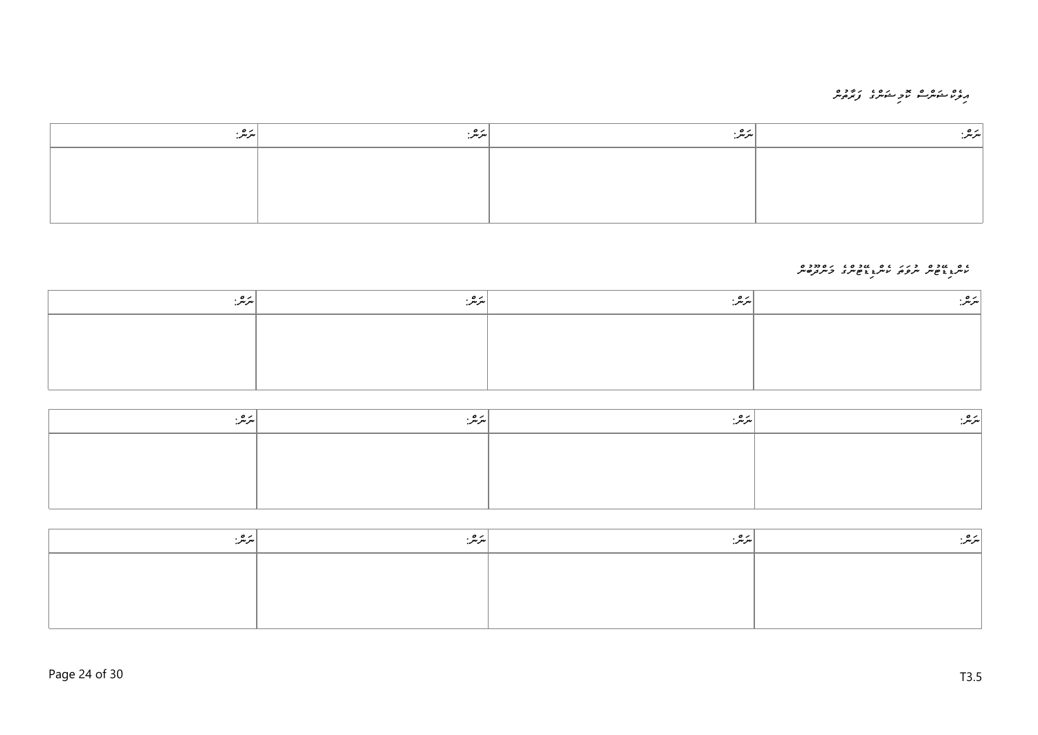## ދިވެހިބަސް ކޮލިޝަނެއް ފަރާތްތަކުން

| ނަރަބ: | ނަރަބ: | ނަރަބ: | ނަރަބ: |
|---|---|---|---|
| | | | |

## ކުންފުނިތައް ނުވަތަ ކުންފުނިތަކުގެ މަސްދަރުތަކުން

| ނަރަބ: | ނަރަބ: | ނަރަބ: | ނަރަބ: |
|---|---|---|---|
| | | | |

| ނަރަބ: | ނަރަބ: | ނަރަބ: | ނަރަބ: |
|---|---|---|---|
| | | | |

| ނަރަބ: | ނަރަބ: | ނަރަބ: | ނަރަބ: |
|---|---|---|---|
| | | | |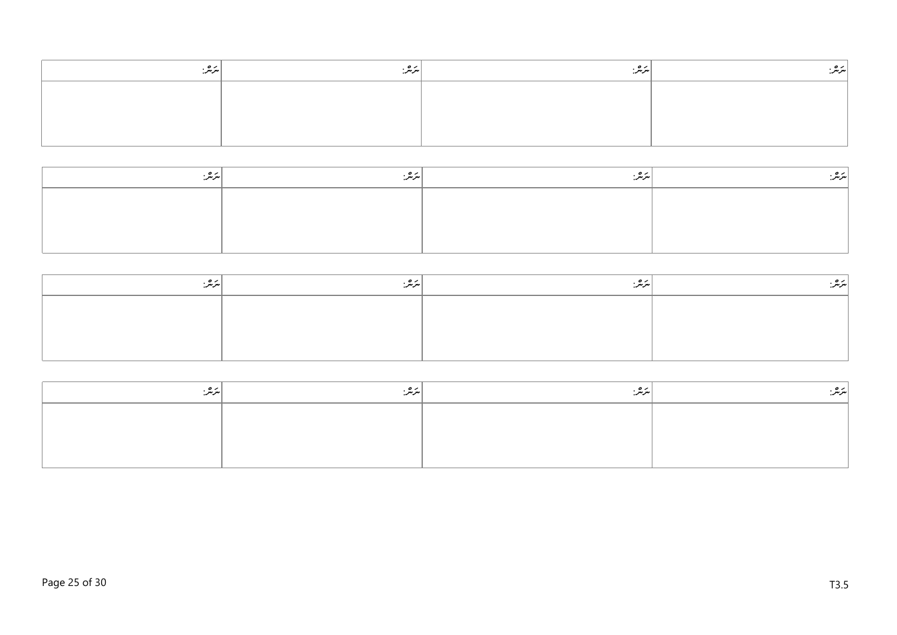| ނަންބަރު: | ނަންބަރު: | ނަންބަރު: | ނަންބަރު: |
| --- | --- | --- | --- |
| | | | |

| ނަންބަރު: | ނަންބަރު: | ނަންބަރު: | ނަންބަރު: |
| --- | --- | --- | --- |
| | | | |

| ނަންބަރު: | ނަންބަރު: | ނަންބަރު: | ނަންބަރު: |
| --- | --- | --- | --- |
| | | | |

| ނަންބަރު: | ނަންބަރު: | ނަންބަރު: | ނަންބަރު: |
| --- | --- | --- | --- |
| | | | |

T3.5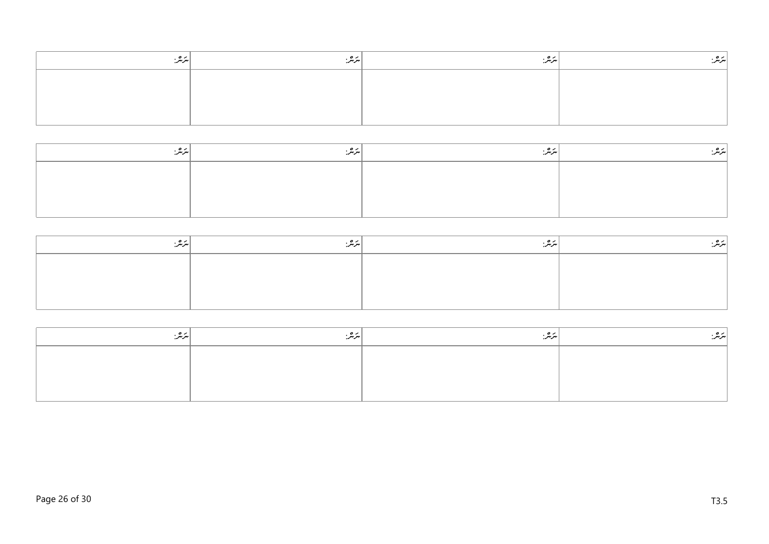| ނަރުދ: | ނަރުދ: | ނަރުދ: | ނަރުދ: |
| --- | --- | --- | --- |
| | | | |

| ނަރުދ: | ނަރުދ: | ނަރުދ: | ނަރުދ: |
| --- | --- | --- | --- |
| | | | |

| ނަރުދ: | ނަރުދ: | ނަރުދ: | ނަރުދ: |
| --- | --- | --- | --- |
| | | | |

| ނަރުދ: | ނަރުދ: | ނަރުދ: | ނަރުދ: |
| --- | --- | --- | --- |
| | | | |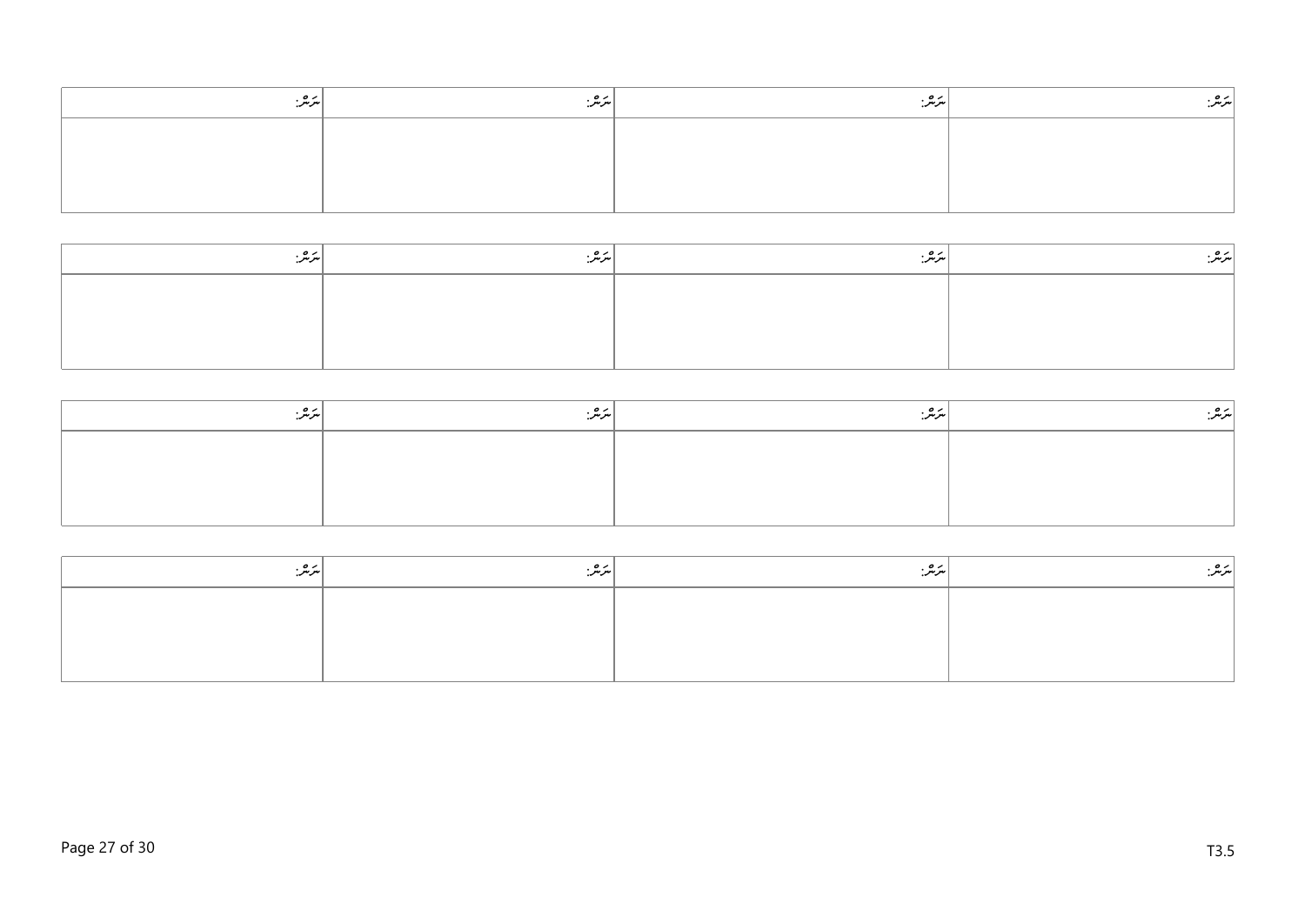| ނަރުދ: | ނަރުދ: | ނަރުދ: | ނަރުދ: |
| --- | --- | --- | --- |
| | | | |

| ނަރުދ: | ނަރުދ: | ނަރުދ: | ނަރުދ: |
| --- | --- | --- | --- |
| | | | |

| ނަރުދ: | ނަރުދ: | ނަރުދ: | ނަރުދ: |
| --- | --- | --- | --- |
| | | | |

| ނަރުދ: | ނަރުދ: | ނަރުދ: | ނަރުދ: |
| --- | --- | --- | --- |
| | | | |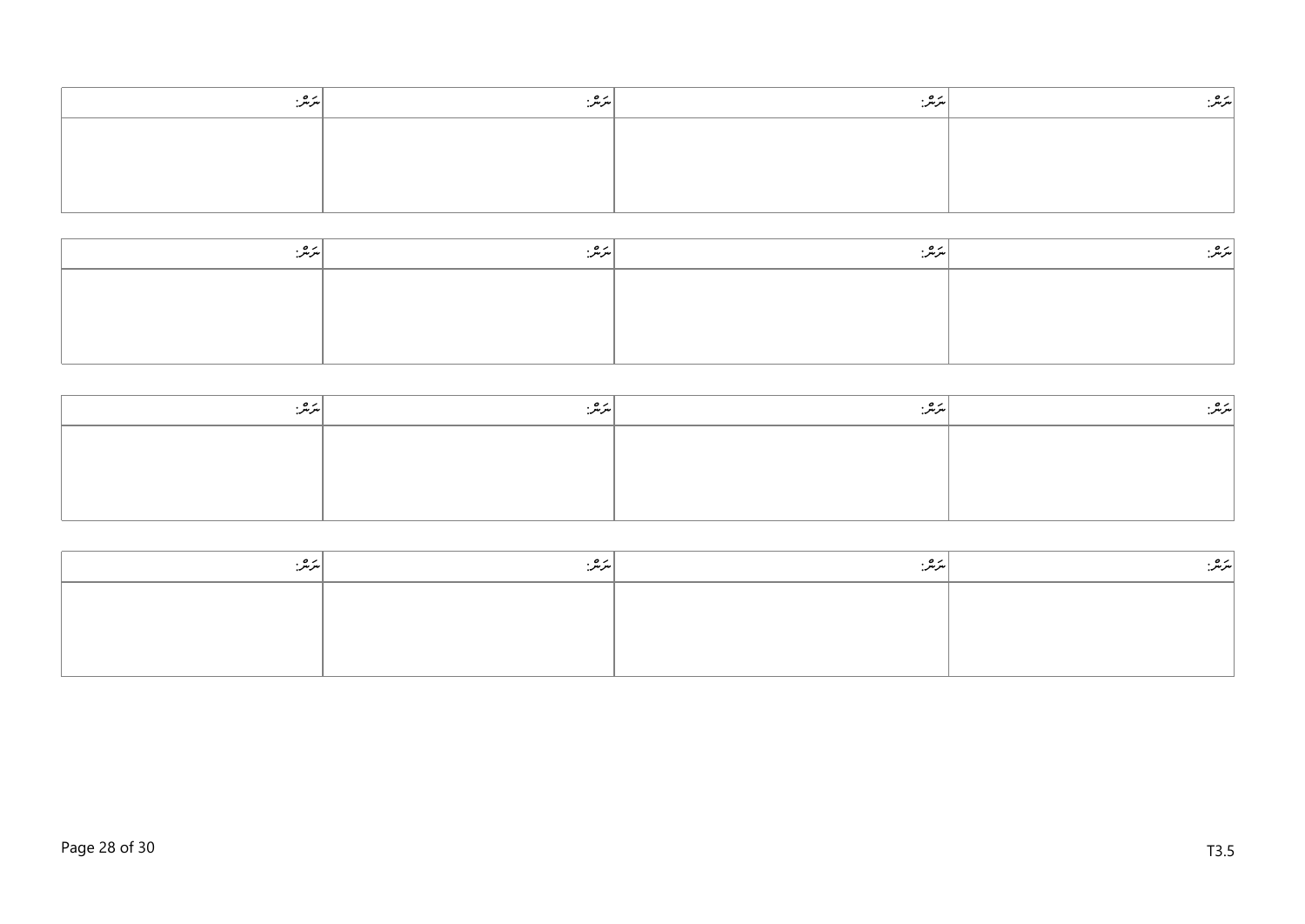| ނަންބަރު: | ނަންބަރު: | ނަންބަރު: | ނަންބަރު: |
|---|---|---|---|
| | | | |

| ނަންބަރު: | ނަންބަރު: | ނަންބަރު: | ނަންބަރު: |
|---|---|---|---|
| | | | |

| ނަންބަރު: | ނަންބަރު: | ނަންބަރު: | ނަންބަރު: |
|---|---|---|---|
| | | | |

| ނަންބަރު: | ނަންބަރު: | ނަންބަރު: | ނަންބަރު: |
|---|---|---|---|
| | | | |

T3.5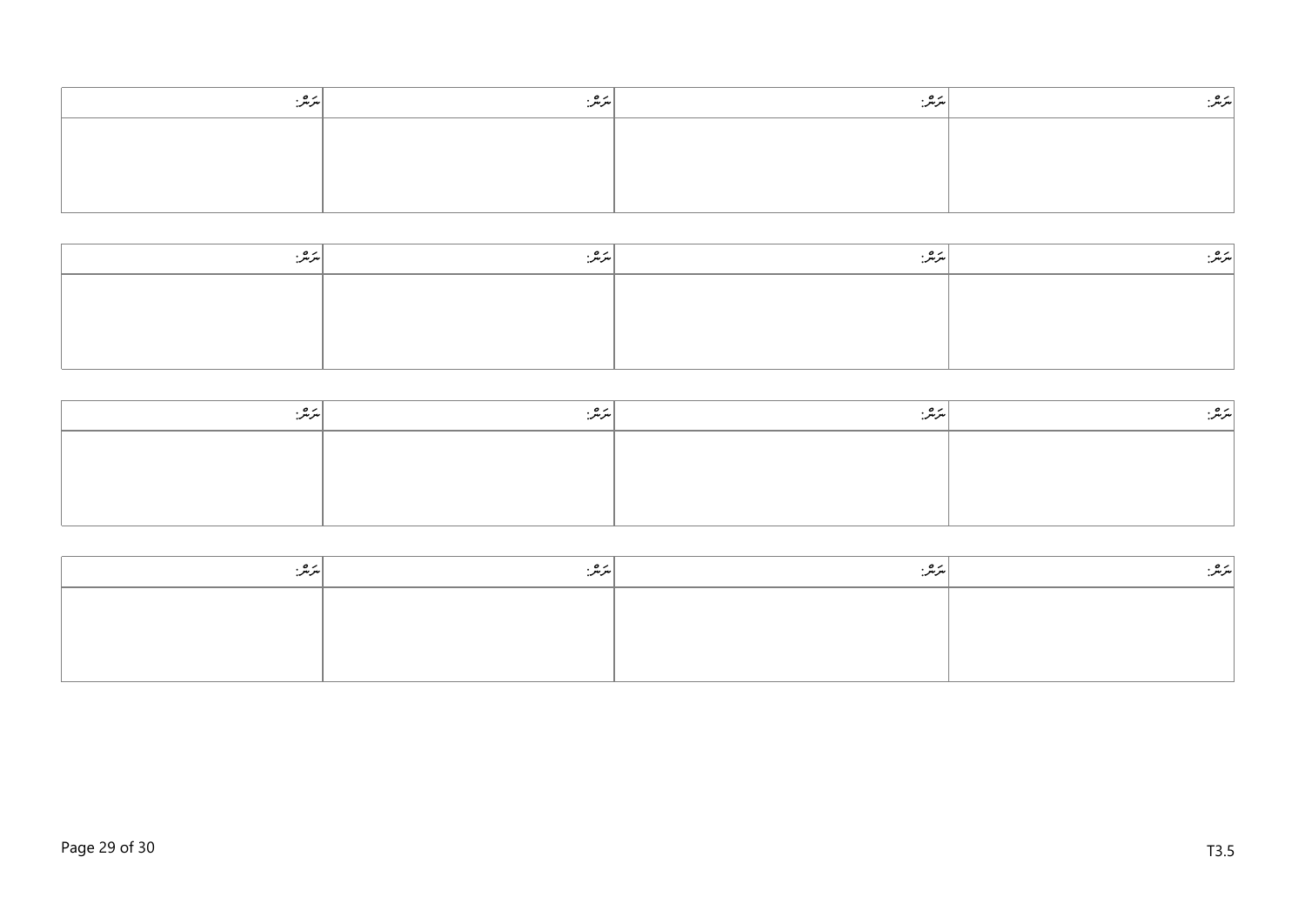| ނަަމް: | ނަަމް: | ނަަމް: | ނަަމް: |
| --- | --- | --- | --- |
| | | | |

| ނަަމް: | ނަަމް: | ނަަމް: | ނަަމް: |
| --- | --- | --- | --- |
| | | | |

| ނަަމް: | ނަަމް: | ނަަމް: | ނަަމް: |
| --- | --- | --- | --- |
| | | | |

| ނަަމް: | ނަަމް: | ނަަމް: | ނަަމް: |
| --- | --- | --- | --- |
| | | | |

T3.5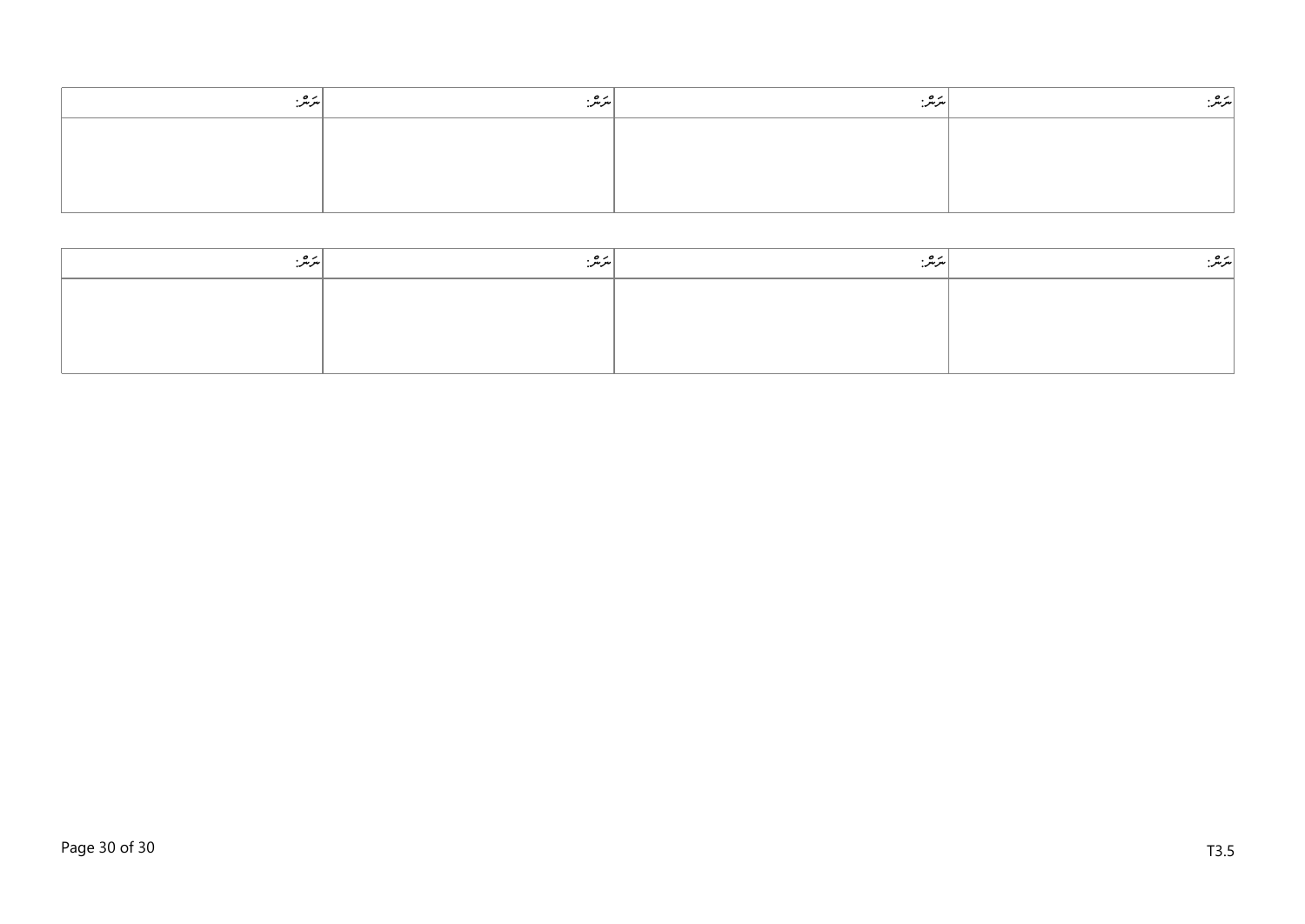| ނަރަށް: | ނަރަށް: | ނަރަށް: | ނަރަށް: |
|---|---|---|---|
| | | | |

| ނަރަށް: | ނަރަށް: | ނަރަށް: | ނަރަށް: |
|---|---|---|---|
| | | | |

T3.5